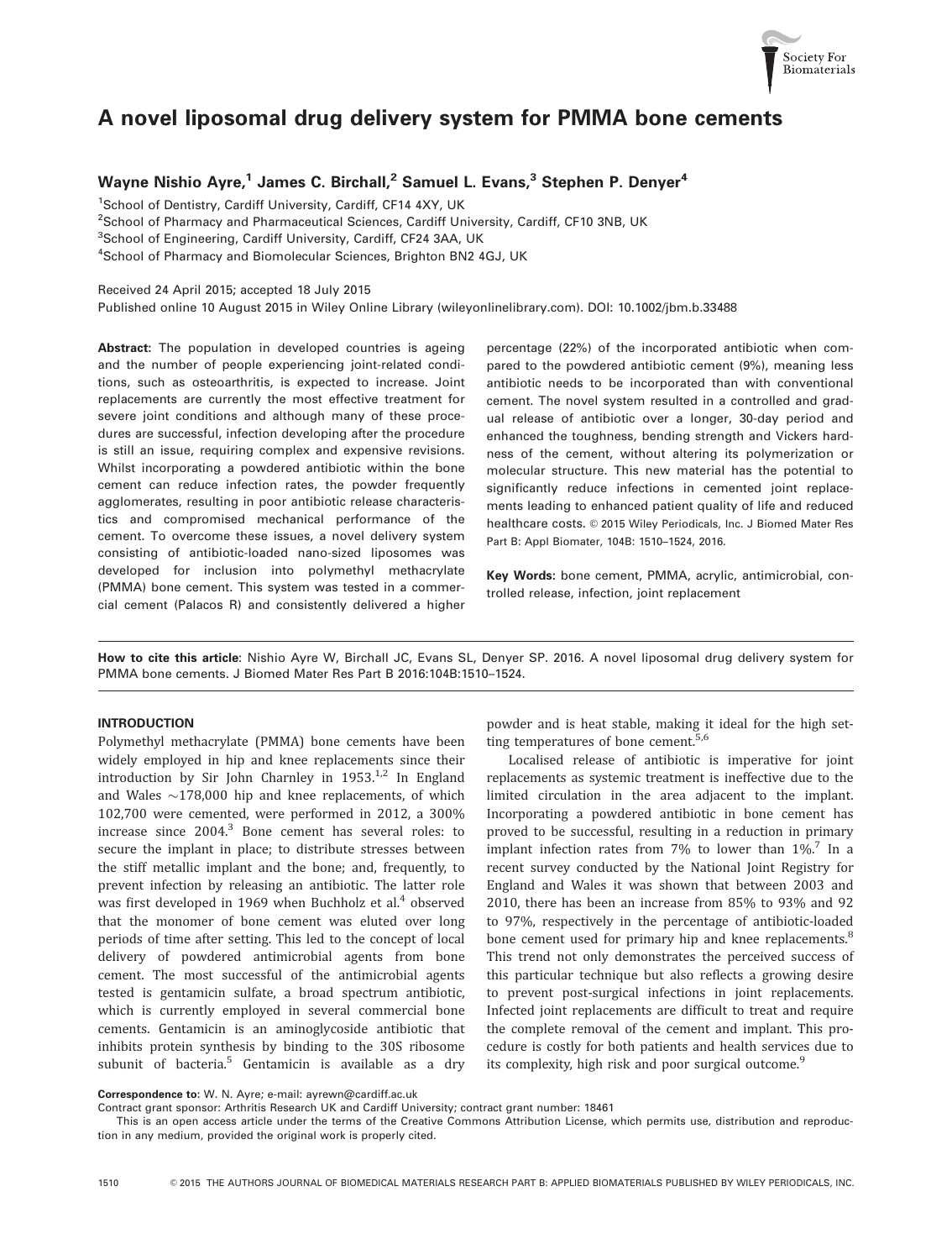# A novel liposomal drug delivery system for PMMA bone cements

**Wayne Nishio Ayre,[1] James C. Birchall,[2] Samuel L. Evans,[3] Stephen P. Denyer[4]**

[1]School of Dentistry, Cardiff University, Cardiff, CF14 4XY, UK
[2]School of Pharmacy and Pharmaceutical Sciences, Cardiff University, Cardiff, CF10 3NB, UK
[3]School of Engineering, Cardiff University, Cardiff, CF24 3AA, UK
[4]School of Pharmacy and Biomolecular Sciences, Brighton BN2 4GJ, UK

Received 24 April 2015; accepted 18 July 2015
Published online 10 August 2015 in Wiley Online Library (wileyonlinelibrary.com). DOI: 10.1002/jbm.b.33488

**Abstract:** The population in developed countries is ageing and the number of people experiencing joint-related conditions, such as osteoarthritis, is expected to increase. Joint replacements are currently the most effective treatment for severe joint conditions and although many of these procedures are successful, infection developing after the procedure is still an issue, requiring complex and expensive revisions. Whilst incorporating a powdered antibiotic within the bone cement can reduce infection rates, the powder frequently agglomerates, resulting in poor antibiotic release characteristics and compromised mechanical performance of the cement. To overcome these issues, a novel delivery system consisting of antibiotic-loaded nano-sized liposomes was developed for inclusion into polymethyl methacrylate (PMMA) bone cement. This system was tested in a commercial cement (Palacos R) and consistently delivered a higher percentage (22%) of the incorporated antibiotic when compared to the powdered antibiotic cement (9%), meaning less antibiotic needs to be incorporated than with conventional cement. The novel system resulted in a controlled and gradual release of antibiotic over a longer, 30-day period and enhanced the toughness, bending strength and Vickers hardness of the cement, without altering its polymerization or molecular structure. This new material has the potential to significantly reduce infections in cemented joint replacements leading to enhanced patient quality of life and reduced healthcare costs. © 2015 Wiley Periodicals, Inc. J Biomed Mater Res Part B: Appl Biomater, 104B: 1510–1524, 2016.

**Key Words:** bone cement, PMMA, acrylic, antimicrobial, controlled release, infection, joint replacement

**How to cite this article**: Nishio Ayre W, Birchall JC, Evans SL, Denyer SP. 2016. A novel liposomal drug delivery system for PMMA bone cements. J Biomed Mater Res Part B 2016:104B:1510–1524.

## INTRODUCTION

Polymethyl methacrylate (PMMA) bone cements have been widely employed in hip and knee replacements since their introduction by Sir John Charnley in 1953.[1,2] In England and Wales ~178,000 hip and knee replacements, of which 102,700 were cemented, were performed in 2012, a 300% increase since 2004.[3] Bone cement has several roles: to secure the implant in place; to distribute stresses between the stiff metallic implant and the bone; and, frequently, to prevent infection by releasing an antibiotic. The latter role was first developed in 1969 when Buchholz et al.[4] observed that the monomer of bone cement was eluted over long periods of time after setting. This led to the concept of local delivery of powdered antimicrobial agents from bone cement. The most successful of the antimicrobial agents tested is gentamicin sulfate, a broad spectrum antibiotic, which is currently employed in several commercial bone cements. Gentamicin is an aminoglycoside antibiotic that inhibits protein synthesis by binding to the 30S ribosome subunit of bacteria.[5] Gentamicin is available as a dry powder and is heat stable, making it ideal for the high setting temperatures of bone cement.[5,6]

Localised release of antibiotic is imperative for joint replacements as systemic treatment is ineffective due to the limited circulation in the area adjacent to the implant. Incorporating a powdered antibiotic in bone cement has proved to be successful, resulting in a reduction in primary implant infection rates from 7% to lower than 1%.[7] In a recent survey conducted by the National Joint Registry for England and Wales it was shown that between 2003 and 2010, there has been an increase from 85% to 93% and 92 to 97%, respectively in the percentage of antibiotic-loaded bone cement used for primary hip and knee replacements.[8] This trend not only demonstrates the perceived success of this particular technique but also reflects a growing desire to prevent post-surgical infections in joint replacements. Infected joint replacements are difficult to treat and require the complete removal of the cement and implant. This procedure is costly for both patients and health services due to its complexity, high risk and poor surgical outcome.[9]

**Correspondence to:** W. N. Ayre; e-mail: ayrewn@cardiff.ac.uk

Contract grant sponsor: Arthritis Research UK and Cardiff University; contract grant number: 18461

This is an open access article under the terms of the Creative Commons Attribution License, which permits use, distribution and reproduction in any medium, provided the original work is properly cited.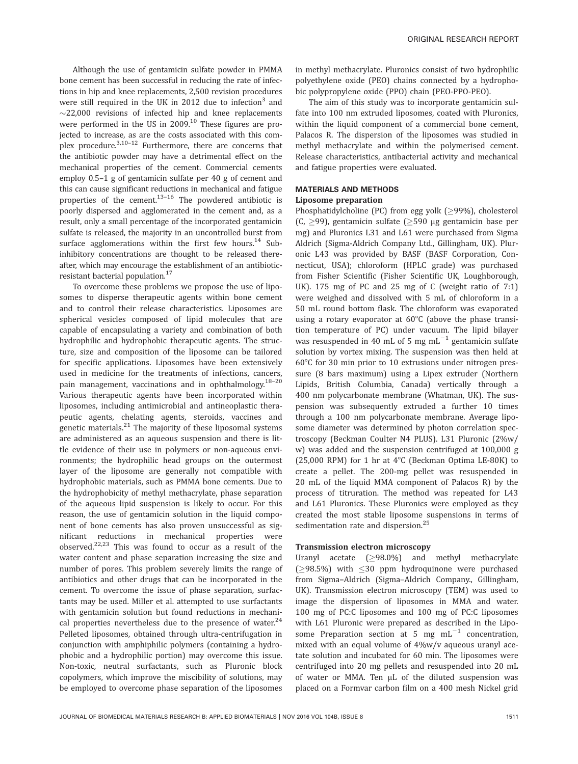Although the use of gentamicin sulfate powder in PMMA bone cement has been successful in reducing the rate of infections in hip and knee replacements, 2,500 revision procedures were still required in the UK in 2012 due to infection[3] and ~22,000 revisions of infected hip and knee replacements were performed in the US in 2009.[10] These figures are projected to increase, as are the costs associated with this complex procedure.[3,10–12] Furthermore, there are concerns that the antibiotic powder may have a detrimental effect on the mechanical properties of the cement. Commercial cements employ 0.5–1 g of gentamicin sulfate per 40 g of cement and this can cause significant reductions in mechanical and fatigue properties of the cement.[13–16] The powdered antibiotic is poorly dispersed and agglomerated in the cement and, as a result, only a small percentage of the incorporated gentamicin sulfate is released, the majority in an uncontrolled burst from surface agglomerations within the first few hours.[14] Subinhibitory concentrations are thought to be released thereafter, which may encourage the establishment of an antibiotic-resistant bacterial population.[17]

To overcome these problems we propose the use of liposomes to disperse therapeutic agents within bone cement and to control their release characteristics. Liposomes are spherical vesicles composed of lipid molecules that are capable of encapsulating a variety and combination of both hydrophilic and hydrophobic therapeutic agents. The structure, size and composition of the liposome can be tailored for specific applications. Liposomes have been extensively used in medicine for the treatments of infections, cancers, pain management, vaccinations and in ophthalmology.[18–20] Various therapeutic agents have been incorporated within liposomes, including antimicrobial and antineoplastic therapeutic agents, chelating agents, steroids, vaccines and genetic materials.[21] The majority of these liposomal systems are administered as an aqueous suspension and there is little evidence of their use in polymers or non-aqueous environments; the hydrophilic head groups on the outermost layer of the liposome are generally not compatible with hydrophobic materials, such as PMMA bone cements. Due to the hydrophobicity of methyl methacrylate, phase separation of the aqueous lipid suspension is likely to occur. For this reason, the use of gentamicin solution in the liquid component of bone cements has also proven unsuccessful as significant reductions in mechanical properties were observed.[22,23] This was found to occur as a result of the water content and phase separation increasing the size and number of pores. This problem severely limits the range of antibiotics and other drugs that can be incorporated in the cement. To overcome the issue of phase separation, surfactants may be used. Miller et al. attempted to use surfactants with gentamicin solution but found reductions in mechanical properties nevertheless due to the presence of water.[24] Pelleted liposomes, obtained through ultra-centrifugation in conjunction with amphiphilic polymers (containing a hydrophobic and a hydrophilic portion) may overcome this issue. Non-toxic, neutral surfactants, such as Pluronic block copolymers, which improve the miscibility of solutions, may be employed to overcome phase separation of the liposomes in methyl methacrylate. Pluronics consist of two hydrophilic polyethylene oxide (PEO) chains connected by a hydrophobic polypropylene oxide (PPO) chain (PEO-PPO-PEO).

The aim of this study was to incorporate gentamicin sulfate into 100 nm extruded liposomes, coated with Pluronics, within the liquid component of a commercial bone cement, Palacos R. The dispersion of the liposomes was studied in methyl methacrylate and within the polymerised cement. Release characteristics, antibacterial activity and mechanical and fatigue properties were evaluated.

## MATERIALS AND METHODS

### Liposome preparation

Phosphatidylcholine (PC) from egg yolk (≥99%), cholesterol (C, ≥99), gentamicin sulfate (≥590 μg gentamicin base per mg) and Pluronics L31 and L61 were purchased from Sigma Aldrich (Sigma-Aldrich Company Ltd., Gillingham, UK). Pluronic L43 was provided by BASF (BASF Corporation, Connecticut, USA); chloroform (HPLC grade) was purchased from Fisher Scientific (Fisher Scientific UK, Loughborough, UK). 175 mg of PC and 25 mg of C (weight ratio of 7:1) were weighed and dissolved with 5 mL of chloroform in a 50 mL round bottom flask. The chloroform was evaporated using a rotary evaporator at 60°C (above the phase transition temperature of PC) under vacuum. The lipid bilayer was resuspended in 40 mL of 5 mg $mL^{-1}$ gentamicin sulfate solution by vortex mixing. The suspension was then held at 60°C for 30 min prior to 10 extrusions under nitrogen pressure (8 bars maximum) using a Lipex extruder (Northern Lipids, British Columbia, Canada) vertically through a 400 nm polycarbonate membrane (Whatman, UK). The suspension was subsequently extruded a further 10 times through a 100 nm polycarbonate membrane. Average liposome diameter was determined by photon correlation spectroscopy (Beckman Coulter N4 PLUS). L31 Pluronic (2%w/w) was added and the suspension centrifuged at 100,000 g (25,000 RPM) for 1 hr at 4°C (Beckman Optima LE-80K) to create a pellet. The 200-mg pellet was resuspended in 20 mL of the liquid MMA component of Palacos R) by the process of titruration. The method was repeated for L43 and L61 Pluronics. These Pluronics were employed as they created the most stable liposome suspensions in terms of sedimentation rate and dispersion.[25]

### Transmission electron microscopy

Uranyl acetate (≥98.0%) and methyl methacrylate (≥98.5%) with ≤30 ppm hydroquinone were purchased from Sigma–Aldrich (Sigma–Aldrich Company., Gillingham, UK). Transmission electron microscopy (TEM) was used to image the dispersion of liposomes in MMA and water. 100 mg of PC:C liposomes and 100 mg of PC:C liposomes with L61 Pluronic were prepared as described in the Liposome Preparation section at 5 mg $mL^{-1}$ concentration, mixed with an equal volume of 4%w/v aqueous uranyl acetate solution and incubated for 60 min. The liposomes were centrifuged into 20 mg pellets and resuspended into 20 mL of water or MMA. Ten μL of the diluted suspension was placed on a Formvar carbon film on a 400 mesh Nickel grid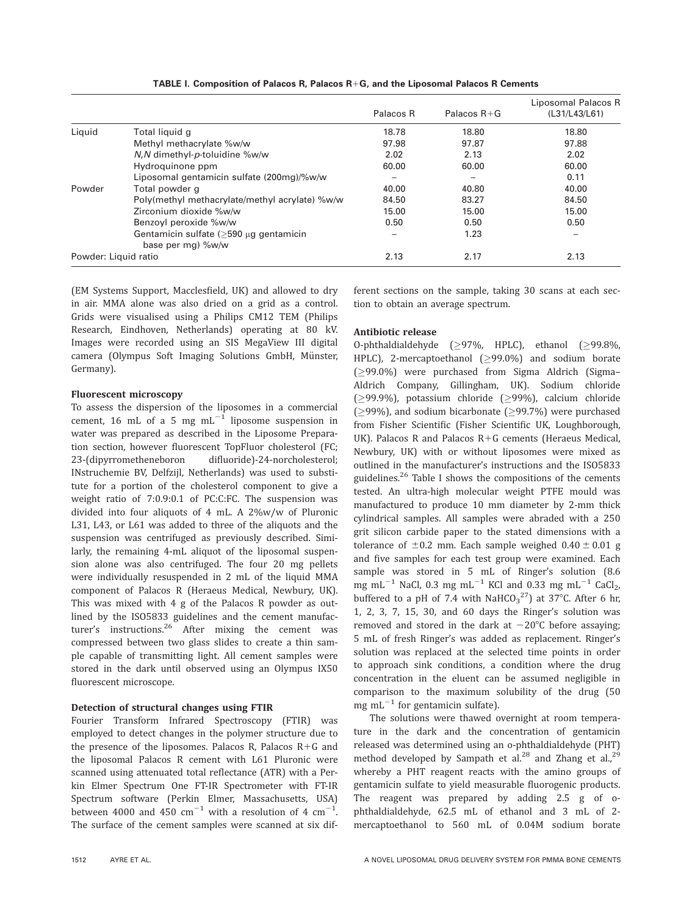TABLE I. Composition of Palacos R, Palacos R+G, and the Liposomal Palacos R Cements

| | | Palacos R | Palacos R+G | Liposomal Palacos R (L31/L43/L61) |
|---|---|---|---|---|
| Liquid | Total liquid g | 18.78 | 18.80 | 18.80 |
| | Methyl methacrylate %w/w | 97.98 | 97.87 | 97.88 |
| | *N,N* dimethyl-*p*-toluidine %w/w | 2.02 | 2.13 | 2.02 |
| | Hydroquinone ppm | 60.00 | 60.00 | 60.00 |
| | Liposomal gentamicin sulfate (200mg)/%w/w | – | – | 0.11 |
| Powder | Total powder g | 40.00 | 40.80 | 40.00 |
| | Poly(methyl methacrylate/methyl acrylate) %w/w | 84.50 | 83.27 | 84.50 |
| | Zirconium dioxide %w/w | 15.00 | 15.00 | 15.00 |
| | Benzoyl peroxide %w/w | 0.50 | 0.50 | 0.50 |
| | Gentamicin sulfate (≥590 μg gentamicin base per mg) %w/w | – | 1.23 | – |
| Powder: Liquid ratio | | 2.13 | 2.17 | 2.13 |

(EM Systems Support, Macclesfield, UK) and allowed to dry in air. MMA alone was also dried on a grid as a control. Grids were visualised using a Philips CM12 TEM (Philips Research, Eindhoven, Netherlands) operating at 80 kV. Images were recorded using an SIS MegaView III digital camera (Olympus Soft Imaging Solutions GmbH, Münster, Germany).

**Fluorescent microscopy**

To assess the dispersion of the liposomes in a commercial cement, 16 mL of a 5 mg $mL^{-1}$ liposome suspension in water was prepared as described in the Liposome Preparation section, however fluorescent TopFluor cholesterol (FC; 23-(dipyrrometheneboron difluoride)-24-norcholesterol; INstruchemie BV, Delfzijl, Netherlands) was used to substitute for a portion of the cholesterol component to give a weight ratio of 7:0.9:0.1 of PC:C:FC. The suspension was divided into four aliquots of 4 mL. A 2%w/w of Pluronic L31, L43, or L61 was added to three of the aliquots and the suspension was centrifuged as previously described. Similarly, the remaining 4-mL aliquot of the liposomal suspension alone was also centrifuged. The four 20 mg pellets were individually resuspended in 2 mL of the liquid MMA component of Palacos R (Heraeus Medical, Newbury, UK). This was mixed with 4 g of the Palacos R powder as outlined by the ISO5833 guidelines and the cement manufacturer's instructions.[26] After mixing the cement was compressed between two glass slides to create a thin sample capable of transmitting light. All cement samples were stored in the dark until observed using an Olympus IX50 fluorescent microscope.

**Detection of structural changes using FTIR**

Fourier Transform Infrared Spectroscopy (FTIR) was employed to detect changes in the polymer structure due to the presence of the liposomes. Palacos R, Palacos R+G and the liposomal Palacos R cement with L61 Pluronic were scanned using attenuated total reflectance (ATR) with a Perkin Elmer Spectrum One FT-IR Spectrometer with FT-IR Spectrum software (Perkin Elmer, Massachusetts, USA) between 4000 and 450 $cm^{-1}$ with a resolution of 4 $cm^{-1}$. The surface of the cement samples were scanned at six different sections on the sample, taking 30 scans at each section to obtain an average spectrum.

**Antibiotic release**

O-phthaldialdehyde (≥97%, HPLC), ethanol (≥99.8%, HPLC), 2-mercaptoethanol (≥99.0%) and sodium borate (≥99.0%) were purchased from Sigma Aldrich (Sigma–Aldrich Company, Gillingham, UK). Sodium chloride (≥99.9%), potassium chloride (≥99%), calcium chloride (≥99%), and sodium bicarbonate (≥99.7%) were purchased from Fisher Scientific (Fisher Scientific UK, Loughborough, UK). Palacos R and Palacos R+G cements (Heraeus Medical, Newbury, UK) with or without liposomes were mixed as outlined in the manufacturer's instructions and the ISO5833 guidelines.[26] Table I shows the compositions of the cements tested. An ultra-high molecular weight PTFE mould was manufactured to produce 10 mm diameter by 2-mm thick cylindrical samples. All samples were abraded with a 250 grit silicon carbide paper to the stated dimensions with a tolerance of ±0.2 mm. Each sample weighed 0.40 ± 0.01 g and five samples for each test group were examined. Each sample was stored in 5 mL of Ringer's solution (8.6 mg $mL^{-1}$ NaCl, 0.3 mg $mL^{-1}$ KCl and 0.33 mg $mL^{-1}$ $CaCl_2$, buffered to a pH of 7.4 with $NaHCO_3$[27]) at 37°C. After 6 hr, 1, 2, 3, 7, 15, 30, and 60 days the Ringer's solution was removed and stored in the dark at −20°C before assaying; 5 mL of fresh Ringer's was added as replacement. Ringer's solution was replaced at the selected time points in order to approach sink conditions, a condition where the drug concentration in the eluent can be assumed negligible in comparison to the maximum solubility of the drug (50 mg $mL^{-1}$ for gentamicin sulfate).

The solutions were thawed overnight at room temperature in the dark and the concentration of gentamicin released was determined using an o-phthaldialdehyde (PHT) method developed by Sampath et al.[28] and Zhang et al.,[29] whereby a PHT reagent reacts with the amino groups of gentamicin sulfate to yield measurable fluorogenic products. The reagent was prepared by adding 2.5 g of o-phthaldialdehyde, 62.5 mL of ethanol and 3 mL of 2-mercaptoethanol to 560 mL of 0.04M sodium borate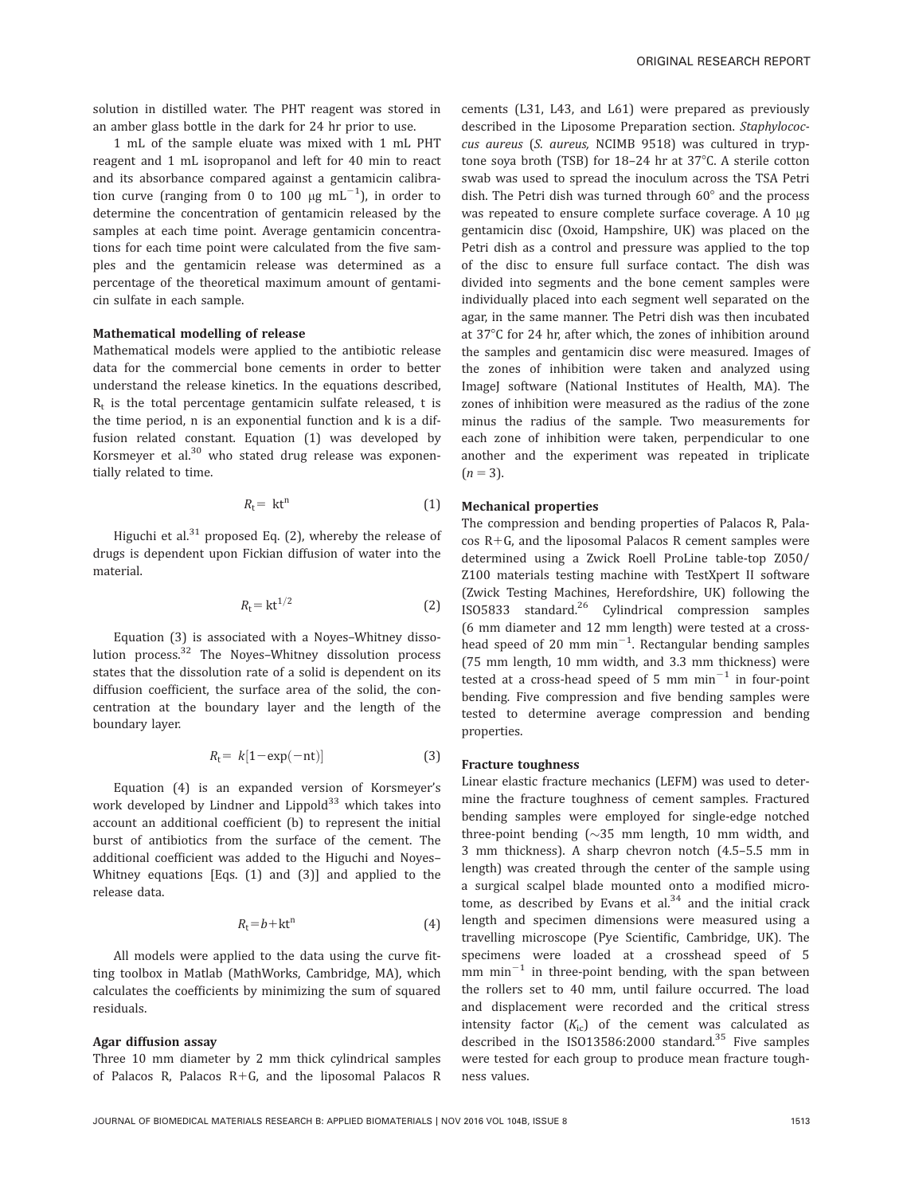solution in distilled water. The PHT reagent was stored in an amber glass bottle in the dark for 24 hr prior to use.

1 mL of the sample eluate was mixed with 1 mL PHT reagent and 1 mL isopropanol and left for 40 min to react and its absorbance compared against a gentamicin calibration curve (ranging from 0 to 100 μg $mL^{-1}$), in order to determine the concentration of gentamicin released by the samples at each time point. Average gentamicin concentrations for each time point were calculated from the five samples and the gentamicin release was determined as a percentage of the theoretical maximum amount of gentamicin sulfate in each sample.

### Mathematical modelling of release

Mathematical models were applied to the antibiotic release data for the commercial bone cements in order to better understand the release kinetics. In the equations described, $R_t$ is the total percentage gentamicin sulfate released, t is the time period, n is an exponential function and k is a diffusion related constant. Equation (1) was developed by Korsmeyer et al.[30] who stated drug release was exponentially related to time.

$$R_t = kt^n \quad (1)$$

Higuchi et al.[31] proposed Eq. (2), whereby the release of drugs is dependent upon Fickian diffusion of water into the material.

$$R_t = kt^{1/2} \quad (2)$$

Equation (3) is associated with a Noyes–Whitney dissolution process.[32] The Noyes–Whitney dissolution process states that the dissolution rate of a solid is dependent on its diffusion coefficient, the surface area of the solid, the concentration at the boundary layer and the length of the boundary layer.

$$R_t = k[1 - \exp(-nt)] \quad (3)$$

Equation (4) is an expanded version of Korsmeyer's work developed by Lindner and Lippold[33] which takes into account an additional coefficient (b) to represent the initial burst of antibiotics from the surface of the cement. The additional coefficient was added to the Higuchi and Noyes–Whitney equations [Eqs. (1) and (3)] and applied to the release data.

$$R_t = b + kt^n \quad (4)$$

All models were applied to the data using the curve fitting toolbox in Matlab (MathWorks, Cambridge, MA), which calculates the coefficients by minimizing the sum of squared residuals.

### Agar diffusion assay

Three 10 mm diameter by 2 mm thick cylindrical samples of Palacos R, Palacos R+G, and the liposomal Palacos R cements (L31, L43, and L61) were prepared as previously described in the Liposome Preparation section. *Staphylococcus aureus* (*S. aureus,* NCIMB 9518) was cultured in tryptone soya broth (TSB) for 18–24 hr at 37°C. A sterile cotton swab was used to spread the inoculum across the TSA Petri dish. The Petri dish was turned through 60° and the process was repeated to ensure complete surface coverage. A 10 μg gentamicin disc (Oxoid, Hampshire, UK) was placed on the Petri dish as a control and pressure was applied to the top of the disc to ensure full surface contact. The dish was divided into segments and the bone cement samples were individually placed into each segment well separated on the agar, in the same manner. The Petri dish was then incubated at 37°C for 24 hr, after which, the zones of inhibition around the samples and gentamicin disc were measured. Images of the zones of inhibition were taken and analyzed using ImageJ software (National Institutes of Health, MA). The zones of inhibition were measured as the radius of the zone minus the radius of the sample. Two measurements for each zone of inhibition were taken, perpendicular to one another and the experiment was repeated in triplicate ($n = 3$).

### Mechanical properties

The compression and bending properties of Palacos R, Palacos R+G, and the liposomal Palacos R cement samples were determined using a Zwick Roell ProLine table-top Z050/Z100 materials testing machine with TestXpert II software (Zwick Testing Machines, Herefordshire, UK) following the ISO5833 standard.[26] Cylindrical compression samples (6 mm diameter and 12 mm length) were tested at a cross-head speed of 20 mm $min^{-1}$. Rectangular bending samples (75 mm length, 10 mm width, and 3.3 mm thickness) were tested at a cross-head speed of 5 mm $min^{-1}$ in four-point bending. Five compression and five bending samples were tested to determine average compression and bending properties.

### Fracture toughness

Linear elastic fracture mechanics (LEFM) was used to determine the fracture toughness of cement samples. Fractured bending samples were employed for single-edge notched three-point bending (~35 mm length, 10 mm width, and 3 mm thickness). A sharp chevron notch (4.5–5.5 mm in length) was created through the center of the sample using a surgical scalpel blade mounted onto a modified microtome, as described by Evans et al.[34] and the initial crack length and specimen dimensions were measured using a travelling microscope (Pye Scientific, Cambridge, UK). The specimens were loaded at a crosshead speed of 5 mm $min^{-1}$ in three-point bending, with the span between the rollers set to 40 mm, until failure occurred. The load and displacement were recorded and the critical stress intensity factor ($K_{ic}$) of the cement was calculated as described in the ISO13586:2000 standard.[35] Five samples were tested for each group to produce mean fracture toughness values.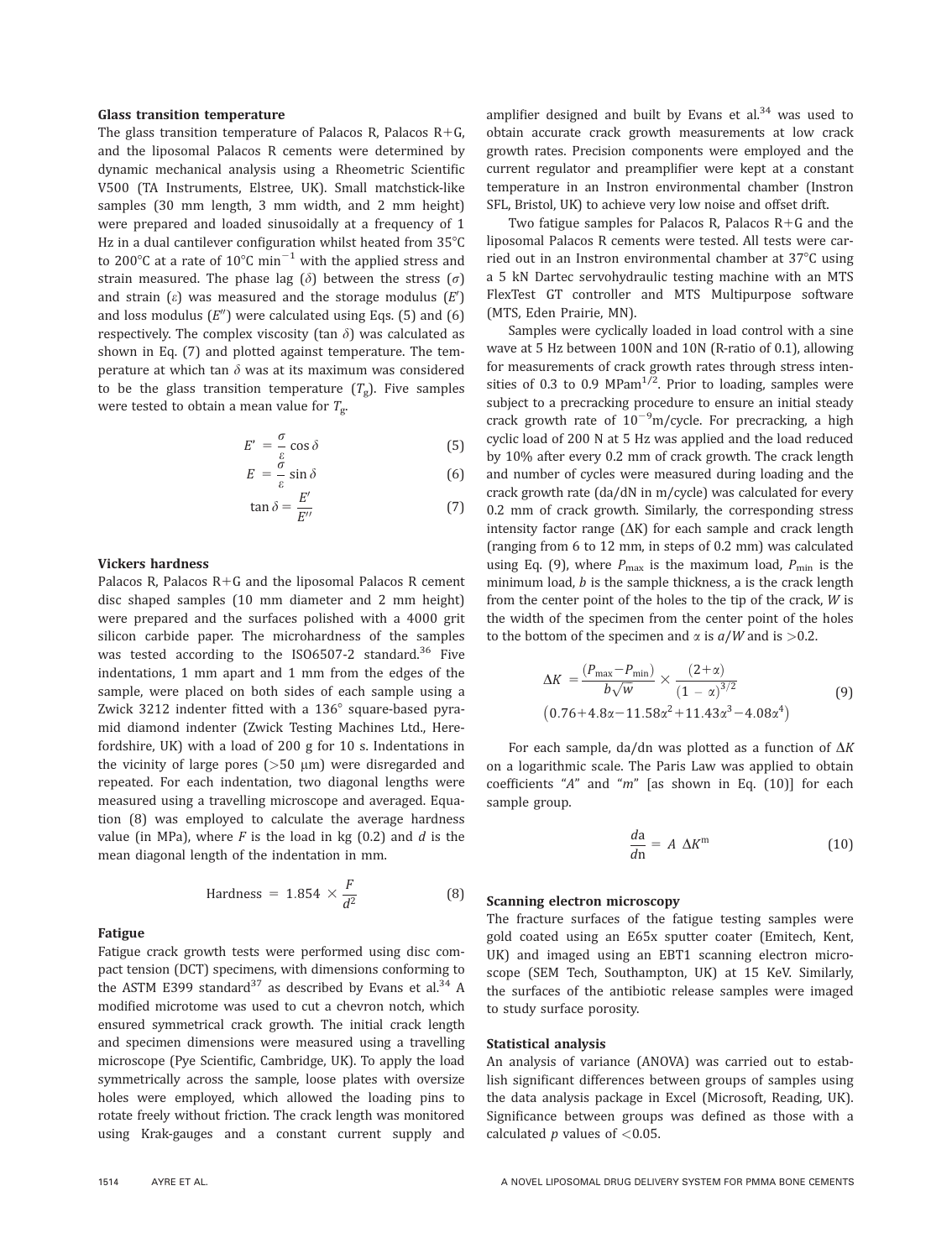### Glass transition temperature

The glass transition temperature of Palacos R, Palacos R+G, and the liposomal Palacos R cements were determined by dynamic mechanical analysis using a Rheometric Scientific V500 (TA Instruments, Elstree, UK). Small matchstick-like samples (30 mm length, 3 mm width, and 2 mm height) were prepared and loaded sinusoidally at a frequency of 1 Hz in a dual cantilever configuration whilst heated from 35°C to 200°C at a rate of 10°C min$^{-1}$ with the applied stress and strain measured. The phase lag ($\delta$) between the stress ($\sigma$) and strain ($\varepsilon$) was measured and the storage modulus ($E'$) and loss modulus ($E''$) were calculated using Eqs. (5) and (6) respectively. The complex viscosity (tan $\delta$) was calculated as shown in Eq. (7) and plotted against temperature. The temperature at which tan $\delta$ was at its maximum was considered to be the glass transition temperature ($T_g$). Five samples were tested to obtain a mean value for $T_g$.

$$E' = \frac{\sigma}{\varepsilon}\cos\delta \tag{5}$$

$$E = \frac{\sigma}{\varepsilon}\sin\delta \tag{6}$$

$$\tan\delta = \frac{E'}{E''} \tag{7}$$

### Vickers hardness

Palacos R, Palacos R+G and the liposomal Palacos R cement disc shaped samples (10 mm diameter and 2 mm height) were prepared and the surfaces polished with a 4000 grit silicon carbide paper. The microhardness of the samples was tested according to the ISO6507-2 standard.[36] Five indentations, 1 mm apart and 1 mm from the edges of the sample, were placed on both sides of each sample using a Zwick 3212 indenter fitted with a 136° square-based pyramid diamond indenter (Zwick Testing Machines Ltd., Herefordshire, UK) with a load of 200 g for 10 s. Indentations in the vicinity of large pores (>50 μm) were disregarded and repeated. For each indentation, two diagonal lengths were measured using a travelling microscope and averaged. Equation (8) was employed to calculate the average hardness value (in MPa), where $F$ is the load in kg (0.2) and $d$ is the mean diagonal length of the indentation in mm.

$$\text{Hardness} = 1.854 \times \frac{F}{d^2} \tag{8}$$

### Fatigue

Fatigue crack growth tests were performed using disc compact tension (DCT) specimens, with dimensions conforming to the ASTM E399 standard[37] as described by Evans et al.[34] A modified microtome was used to cut a chevron notch, which ensured symmetrical crack growth. The initial crack length and specimen dimensions were measured using a travelling microscope (Pye Scientific, Cambridge, UK). To apply the load symmetrically across the sample, loose plates with oversize holes were employed, which allowed the loading pins to rotate freely without friction. The crack length was monitored using Krak-gauges and a constant current supply and amplifier designed and built by Evans et al.[34] was used to obtain accurate crack growth measurements at low crack growth rates. Precision components were employed and the current regulator and preamplifier were kept at a constant temperature in an Instron environmental chamber (Instron SFL, Bristol, UK) to achieve very low noise and offset drift.

Two fatigue samples for Palacos R, Palacos R+G and the liposomal Palacos R cements were tested. All tests were carried out in an Instron environmental chamber at 37°C using a 5 kN Dartec servohydraulic testing machine with an MTS FlexTest GT controller and MTS Multipurpose software (MTS, Eden Prairie, MN).

Samples were cyclically loaded in load control with a sine wave at 5 Hz between 100N and 10N (R-ratio of 0.1), allowing for measurements of crack growth rates through stress intensities of 0.3 to 0.9 MPam$^{1/2}$. Prior to loading, samples were subject to a precracking procedure to ensure an initial steady crack growth rate of $10^{-9}$m/cycle. For precracking, a high cyclic load of 200 N at 5 Hz was applied and the load reduced by 10% after every 0.2 mm of crack growth. The crack length and number of cycles were measured during loading and the crack growth rate (da/dN in m/cycle) was calculated for every 0.2 mm of crack growth. Similarly, the corresponding stress intensity factor range ($\Delta K$) for each sample and crack length (ranging from 6 to 12 mm, in steps of 0.2 mm) was calculated using Eq. (9), where $P_{max}$ is the maximum load, $P_{min}$ is the minimum load, $b$ is the sample thickness, a is the crack length from the center point of the holes to the tip of the crack, $W$ is the width of the specimen from the center point of the holes to the bottom of the specimen and $\alpha$ is $a/W$ and is >0.2.

$$\Delta K = \frac{(P_{max}-P_{min})}{b\sqrt{w}} \times \frac{(2+\alpha)}{(1-\alpha)^{3/2}} \left(0.76+4.8\alpha-11.58\alpha^2+11.43\alpha^3-4.08\alpha^4\right) \tag{9}$$

For each sample, da/dn was plotted as a function of $\Delta K$ on a logarithmic scale. The Paris Law was applied to obtain coefficients "$A$" and "$m$" [as shown in Eq. (10)] for each sample group.

$$\frac{da}{dn} = A\ \Delta K^m \tag{10}$$

### Scanning electron microscopy

The fracture surfaces of the fatigue testing samples were gold coated using an E65x sputter coater (Emitech, Kent, UK) and imaged using an EBT1 scanning electron microscope (SEM Tech, Southampton, UK) at 15 KeV. Similarly, the surfaces of the antibiotic release samples were imaged to study surface porosity.

### Statistical analysis

An analysis of variance (ANOVA) was carried out to establish significant differences between groups of samples using the data analysis package in Excel (Microsoft, Reading, UK). Significance between groups was defined as those with a calculated $p$ values of $<0.05$.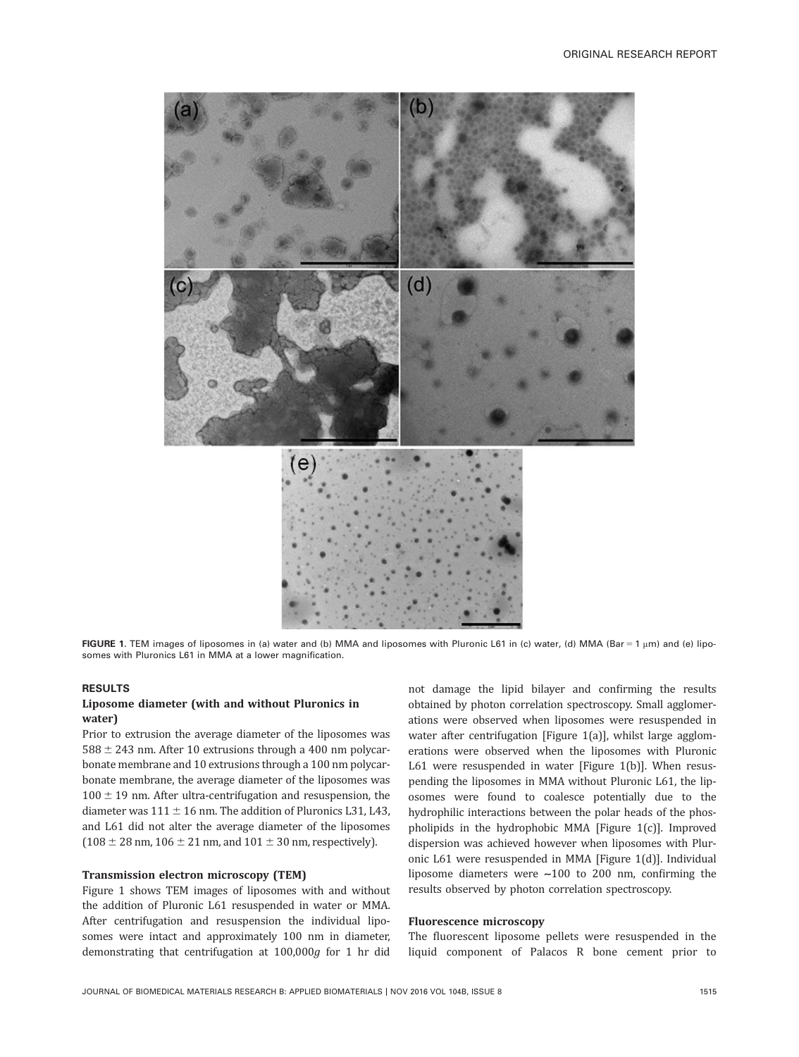FIGURE 1. TEM images of liposomes in (a) water and (b) MMA and liposomes with Pluronic L61 in (c) water, (d) MMA (Bar = 1 μm) and (e) liposomes with Pluronics L61 in MMA at a lower magnification.

## RESULTS

### Liposome diameter (with and without Pluronics in water)

Prior to extrusion the average diameter of the liposomes was 588 ± 243 nm. After 10 extrusions through a 400 nm polycarbonate membrane and 10 extrusions through a 100 nm polycarbonate membrane, the average diameter of the liposomes was 100 ± 19 nm. After ultra-centrifugation and resuspension, the diameter was 111 ± 16 nm. The addition of Pluronics L31, L43, and L61 did not alter the average diameter of the liposomes (108 ± 28 nm, 106 ± 21 nm, and 101 ± 30 nm, respectively).

### Transmission electron microscopy (TEM)

Figure 1 shows TEM images of liposomes with and without the addition of Pluronic L61 resuspended in water or MMA. After centrifugation and resuspension the individual liposomes were intact and approximately 100 nm in diameter, demonstrating that centrifugation at 100,000*g* for 1 hr did not damage the lipid bilayer and confirming the results obtained by photon correlation spectroscopy. Small agglomerations were observed when liposomes were resuspended in water after centrifugation [Figure 1(a)], whilst large agglomerations were observed when the liposomes with Pluronic L61 were resuspended in water [Figure 1(b)]. When resuspending the liposomes in MMA without Pluronic L61, the liposomes were found to coalesce potentially due to the hydrophilic interactions between the polar heads of the phospholipids in the hydrophobic MMA [Figure 1(c)]. Improved dispersion was achieved however when liposomes with Pluronic L61 were resuspended in MMA [Figure 1(d)]. Individual liposome diameters were ~100 to 200 nm, confirming the results observed by photon correlation spectroscopy.

### Fluorescence microscopy

The fluorescent liposome pellets were resuspended in the liquid component of Palacos R bone cement prior to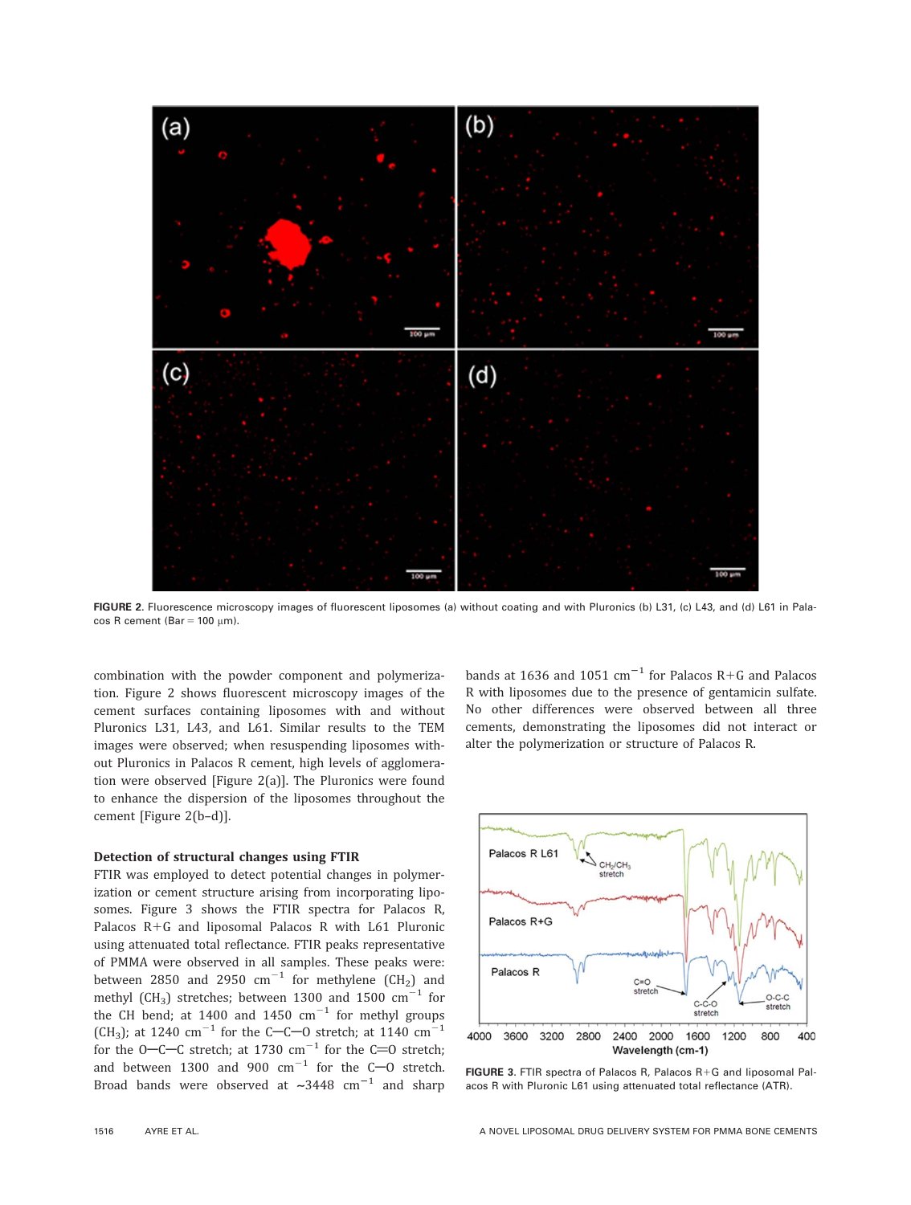FIGURE 2. Fluorescence microscopy images of fluorescent liposomes (a) without coating and with Pluronics (b) L31, (c) L43, and (d) L61 in Palacos R cement (Bar = 100 μm).

combination with the powder component and polymerization. Figure 2 shows fluorescent microscopy images of the cement surfaces containing liposomes with and without Pluronics L31, L43, and L61. Similar results to the TEM images were observed; when resuspending liposomes without Pluronics in Palacos R cement, high levels of agglomeration were observed [Figure 2(a)]. The Pluronics were found to enhance the dispersion of the liposomes throughout the cement [Figure 2(b–d)].

### Detection of structural changes using FTIR

FTIR was employed to detect potential changes in polymerization or cement structure arising from incorporating liposomes. Figure 3 shows the FTIR spectra for Palacos R, Palacos R+G and liposomal Palacos R with L61 Pluronic using attenuated total reflectance. FTIR peaks representative of PMMA were observed in all samples. These peaks were: between 2850 and 2950 $cm^{-1}$ for methylene ($CH_2$) and methyl ($CH_3$) stretches; between 1300 and 1500 $cm^{-1}$ for the CH bend; at 1400 and 1450 $cm^{-1}$ for methyl groups ($CH_3$); at 1240 $cm^{-1}$ for the C—C—O stretch; at 1140 $cm^{-1}$ for the O—C—C stretch; at 1730 $cm^{-1}$ for the C=O stretch; and between 1300 and 900 $cm^{-1}$ for the C—O stretch. Broad bands were observed at ~3448 $cm^{-1}$ and sharp bands at 1636 and 1051 $cm^{-1}$ for Palacos R+G and Palacos R with liposomes due to the presence of gentamicin sulfate. No other differences were observed between all three cements, demonstrating the liposomes did not interact or alter the polymerization or structure of Palacos R.

FIGURE 3. FTIR spectra of Palacos R, Palacos R+G and liposomal Palacos R with Pluronic L61 using attenuated total reflectance (ATR).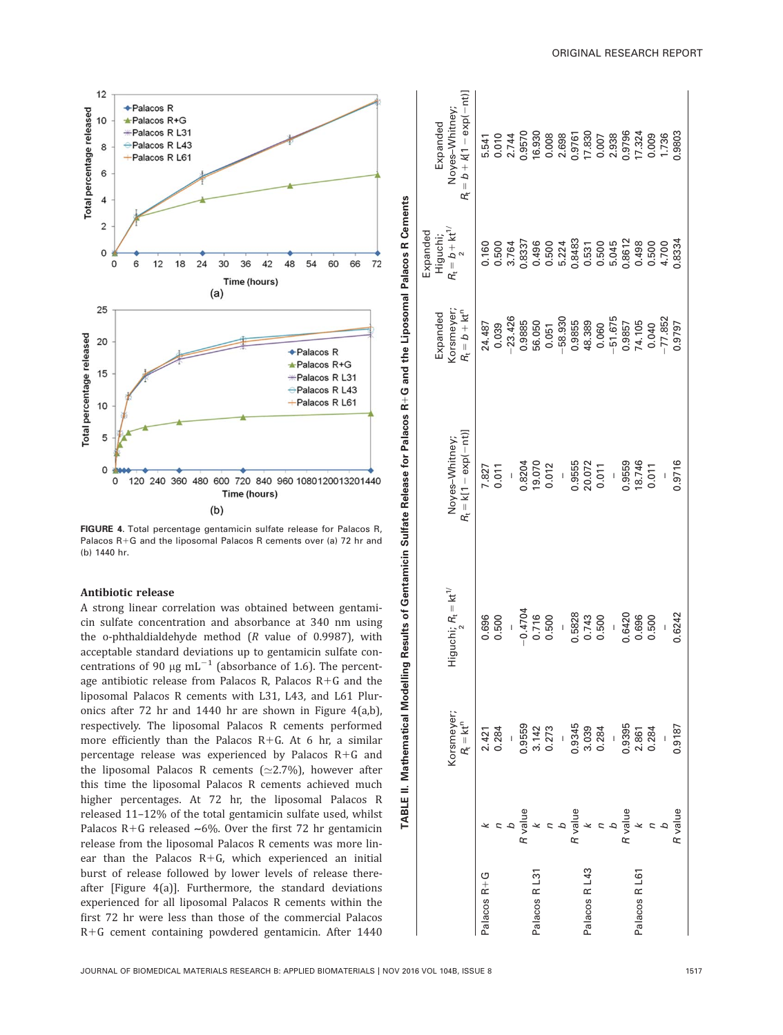FIGURE 4. Total percentage gentamicin sulfate release for Palacos R, Palacos R+G and the liposomal Palacos R cements over (a) 72 hr and (b) 1440 hr.

### Antibiotic release

A strong linear correlation was obtained between gentamicin sulfate concentration and absorbance at 340 nm using the o-phthaldialdehyde method (*R* value of 0.9987), with acceptable standard deviations up to gentamicin sulfate concentrations of 90 μg $mL^{-1}$ (absorbance of 1.6). The percentage antibiotic release from Palacos R, Palacos R+G and the liposomal Palacos R cements with L31, L43, and L61 Pluronics after 72 hr and 1440 hr are shown in Figure 4(a,b), respectively. The liposomal Palacos R cements performed more efficiently than the Palacos R+G. At 6 hr, a similar percentage release was experienced by Palacos R+G and the liposomal Palacos R cements (≃2.7%), however after this time the liposomal Palacos R cements achieved much higher percentages. At 72 hr, the liposomal Palacos R released 11–12% of the total gentamicin sulfate used, whilst Palacos R+G released ~6%. Over the first 72 hr gentamicin release from the liposomal Palacos R cements was more linear than the Palacos R+G, which experienced an initial burst of release followed by lower levels of release thereafter [Figure 4(a)]. Furthermore, the standard deviations experienced for all liposomal Palacos R cements within the first 72 hr were less than those of the commercial Palacos R+G cement containing powdered gentamicin. After 1440

**TABLE II. Mathematical Modelling Results of Gentamicin Sulfate Release for Palacos R+G and the Liposomal Palacos R Cements**

| | | Korsmeyer; $R_t = kt^n$ | Higuchi; $R_t = kt^{1/2}$ | Noyes-Whitney; $R_t = k[1 - \exp(-nt)]$ | Expanded Korsmeyer; $R_t = b + kt^n$ | Expanded Higuchi; $R_t = b + kt^{1/2}$ | Expanded Noyes-Whitney; $R_t = b + k[1 - \exp(-nt)]$ |
|---|---|---|---|---|---|---|---|
| Palacos R+G | *k* | 2.421 | 0.696 | 7.827 | 24.487 | 0.160 | 5.541 |
| | *n* | 0.284 | 0.500 | 0.011 | 0.039 | 0.500 | 0.010 |
| | *b* | – | – | – | −23.426 | 3.764 | 2.744 |
| | *R* value | 0.9559 | −0.4704 | 0.8204 | 0.9885 | 0.8337 | 0.9570 |
| Palacos R L31 | *k* | 3.142 | 0.716 | 19.070 | 56.050 | 0.496 | 16.930 |
| | *n* | 0.273 | 0.500 | 0.012 | 0.051 | 0.500 | 0.008 |
| | *b* | – | – | – | −58.930 | 5.224 | 2.698 |
| | *R* value | 0.9345 | 0.5828 | 0.9555 | 0.9855 | 0.8483 | 0.9761 |
| Palacos R L43 | *k* | 3.039 | 0.743 | 20.072 | 48.389 | 0.531 | 17.830 |
| | *n* | 0.284 | 0.500 | 0.011 | 0.060 | 0.500 | 0.007 |
| | *b* | – | – | – | −51.675 | 5.045 | 2.938 |
| | *R* value | 0.9395 | 0.6420 | 0.9559 | 0.9857 | 0.8612 | 0.9796 |
| Palacos R L61 | *k* | 2.861 | 0.696 | 18.746 | 74.105 | 0.498 | 17.324 |
| | *n* | 0.284 | 0.500 | 0.011 | 0.040 | 0.500 | 0.009 |
| | *b* | – | – | – | −77.852 | 4.700 | 1.736 |
| | *R* value | 0.9187 | 0.6242 | 0.9716 | 0.9797 | 0.8334 | 0.9803 |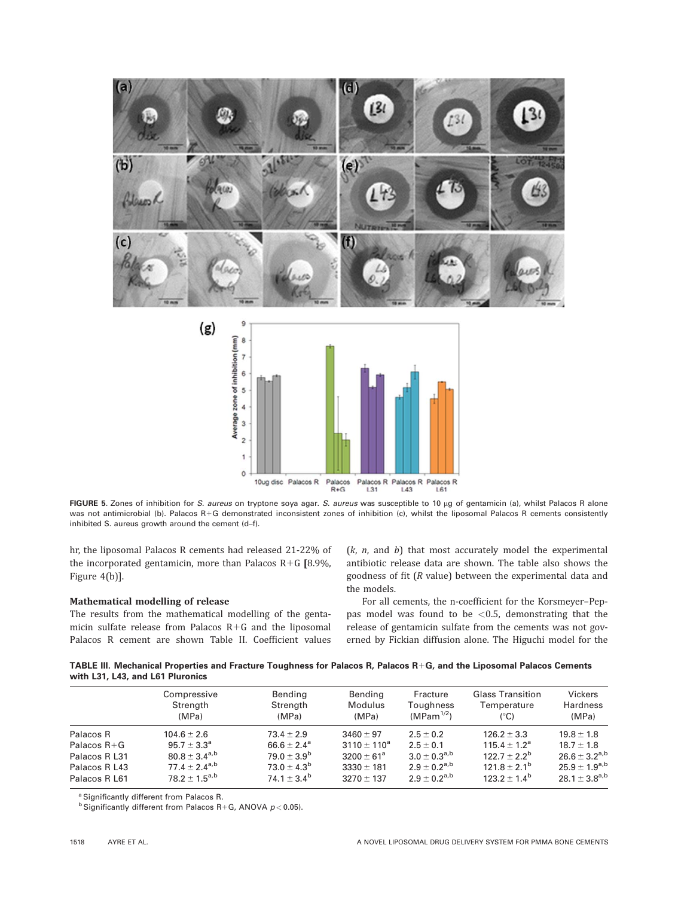FIGURE 5. Zones of inhibition for *S. aureus* on tryptone soya agar. *S. aureus* was susceptible to 10 μg of gentamicin (a), whilst Palacos R alone was not antimicrobial (b). Palacos R+G demonstrated inconsistent zones of inhibition (c), whilst the liposomal Palacos R cements consistently inhibited S. aureus growth around the cement (d–f).

hr, the liposomal Palacos R cements had released 21-22% of the incorporated gentamicin, more than Palacos R+G [8.9%, Figure 4(b)].

### Mathematical modelling of release

The results from the mathematical modelling of the gentamicin sulfate release from Palacos R+G and the liposomal Palacos R cement are shown Table II. Coefficient values ($k$, $n$, and $b$) that most accurately model the experimental antibiotic release data are shown. The table also shows the goodness of fit ($R$ value) between the experimental data and the models.

For all cements, the n-coefficient for the Korsmeyer–Peppas model was found to be <0.5, demonstrating that the release of gentamicin sulfate from the cements was not governed by Fickian diffusion alone. The Higuchi model for the

**TABLE III. Mechanical Properties and Fracture Toughness for Palacos R, Palacos R+G, and the Liposomal Palacos Cements with L31, L43, and L61 Pluronics**

| | Compressive Strength (MPa) | Bending Strength (MPa) | Bending Modulus (MPa) | Fracture Toughness ($MPam^{1/2}$) | Glass Transition Temperature (°C) | Vickers Hardness (MPa) |
|---|---|---|---|---|---|---|
| Palacos R | 104.6 ± 2.6 | 73.4 ± 2.9 | 3460 ± 97 | 2.5 ± 0.2 | 126.2 ± 3.3 | 19.8 ± 1.8 |
| Palacos R+G | 95.7 ± 3.3[a] | 66.6 ± 2.4[a] | 3110 ± 110[a] | 2.5 ± 0.1 | 115.4 ± 1.2[a] | 18.7 ± 1.8 |
| Palacos R L31 | 80.8 ± 3.4[a,b] | 79.0 ± 3.9[b] | 3200 ± 61[a] | 3.0 ± 0.3[a,b] | 122.7 ± 2.2[b] | 26.6 ± 3.2[a,b] |
| Palacos R L43 | 77.4 ± 2.4[a,b] | 73.0 ± 4.3[b] | 3330 ± 181 | 2.9 ± 0.2[a,b] | 121.8 ± 2.1[b] | 25.9 ± 1.9[a,b] |
| Palacos R L61 | 78.2 ± 1.5[a,b] | 74.1 ± 3.4[b] | 3270 ± 137 | 2.9 ± 0.2[a,b] | 123.2 ± 1.4[b] | 28.1 ± 3.8[a,b] |

[a] Significantly different from Palacos R.
[b] Significantly different from Palacos R+G, ANOVA $p < 0.05$).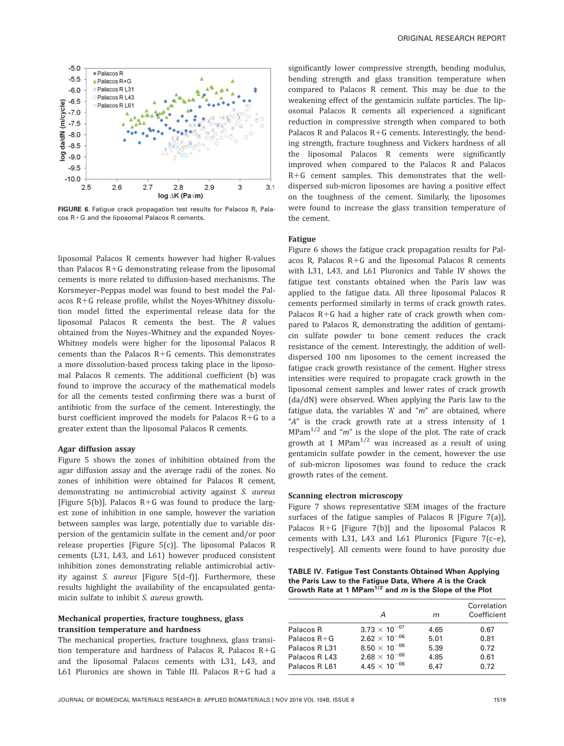FIGURE 6. Fatigue crack propagation test results for Palacos R, Palacos R+G and the liposomal Palacos R cements.

liposomal Palacos R cements however had higher R-values than Palacos R+G demonstrating release from the liposomal cements is more related to diffusion-based mechanisms. The Korsmeyer–Peppas model was found to best model the Palacos R+G release profile, whilst the Noyes-Whitney dissolution model fitted the experimental release data for the liposomal Palacos R cements the best. The *R* values obtained from the Noyes–Whitney and the expanded Noyes-Whitney models were higher for the liposomal Palacos R cements than the Palacos R+G cements. This demonstrates a more dissolution-based process taking place in the liposomal Palacos R cements. The additional coefficient (b) was found to improve the accuracy of the mathematical models for all the cements tested confirming there was a burst of antibiotic from the surface of the cement. Interestingly, the burst coefficient improved the models for Palacos R+G to a greater extent than the liposomal Palacos R cements.

### Agar diffusion assay

Figure 5 shows the zones of inhibition obtained from the agar diffusion assay and the average radii of the zones. No zones of inhibition were obtained for Palacos R cement, demonstrating no antimicrobial activity against *S. aureus* [Figure 5(b)]. Palacos R+G was found to produce the largest zone of inhibition in one sample, however the variation between samples was large, potentially due to variable dispersion of the gentamicin sulfate in the cement and/or poor release properties [Figure 5(c)]. The liposomal Palacos R cements (L31, L43, and L61) however produced consistent inhibition zones demonstrating reliable antimicrobial activity against *S. aureus* [Figure 5(d–f)]. Furthermore, these results highlight the availability of the encapsulated gentamicin sulfate to inhibit *S. aureus* growth.

### Mechanical properties, fracture toughness, glass transition temperature and hardness

The mechanical properties, fracture toughness, glass transition temperature and hardness of Palacos R, Palacos R+G and the liposomal Palacos cements with L31, L43, and L61 Pluronics are shown in Table III. Palacos R+G had a significantly lower compressive strength, bending modulus, bending strength and glass transition temperature when compared to Palacos R cement. This may be due to the weakening effect of the gentamicin sulfate particles. The liposomal Palacos R cements all experienced a significant reduction in compressive strength when compared to both Palacos R and Palacos R+G cements. Interestingly, the bending strength, fracture toughness and Vickers hardness of all the liposomal Palacos R cements were significantly improved when compared to the Palacos R and Palacos R+G cement samples. This demonstrates that the well-dispersed sub-micron liposomes are having a positive effect on the toughness of the cement. Similarly, the liposomes were found to increase the glass transition temperature of the cement.

### Fatigue

Figure 6 shows the fatigue crack propagation results for Palacos R, Palacos R+G and the liposomal Palacos R cements with L31, L43, and L61 Pluronics and Table IV shows the fatigue test constants obtained when the Paris law was applied to the fatigue data. All three liposomal Palacos R cements performed similarly in terms of crack growth rates. Palacos R+G had a higher rate of crack growth when compared to Palacos R, demonstrating the addition of gentamicin sulfate powder to bone cement reduces the crack resistance of the cement. Interestingly, the addition of well-dispersed 100 nm liposomes to the cement increased the fatigue crack growth resistance of the cement. Higher stress intensities were required to propagate crack growth in the liposomal cement samples and lower rates of crack growth (da/dN) were observed. When applying the Paris law to the fatigue data, the variables '*A*' and "*m*" are obtained, where "*A*" is the crack growth rate at a stress intensity of 1 MPam$^{1/2}$ and "*m*" is the slope of the plot. The rate of crack growth at 1 MPam$^{1/2}$ was increased as a result of using gentamicin sulfate powder in the cement, however the use of sub-micron liposomes was found to reduce the crack growth rates of the cement.

### Scanning electron microscopy

Figure 7 shows representative SEM images of the fracture surfaces of the fatigue samples of Palacos R [Figure 7(a)], Palacos R+G [Figure 7(b)] and the liposomal Palacos R cements with L31, L43 and L61 Pluronics [Figure 7(c–e), respectively]. All cements were found to have porosity due

**TABLE IV. Fatigue Test Constants Obtained When Applying the Paris Law to the Fatigue Data, Where *A* is the Crack Growth Rate at 1 MPam$^{1/2}$ and *m* is the Slope of the Plot**

| | *A* | *m* | Correlation Coefficient |
|---|---|---|---|
| Palacos R | $3.73 \times 10^{-07}$ | 4.65 | 0.67 |
| Palacos R+G | $2.62 \times 10^{-06}$ | 5.01 | 0.81 |
| Palacos R L31 | $8.50 \times 10^{-08}$ | 5.39 | 0.72 |
| Palacos R L43 | $2.68 \times 10^{-08}$ | 4.85 | 0.61 |
| Palacos R L61 | $4.45 \times 10^{-08}$ | 6.47 | 0.72 |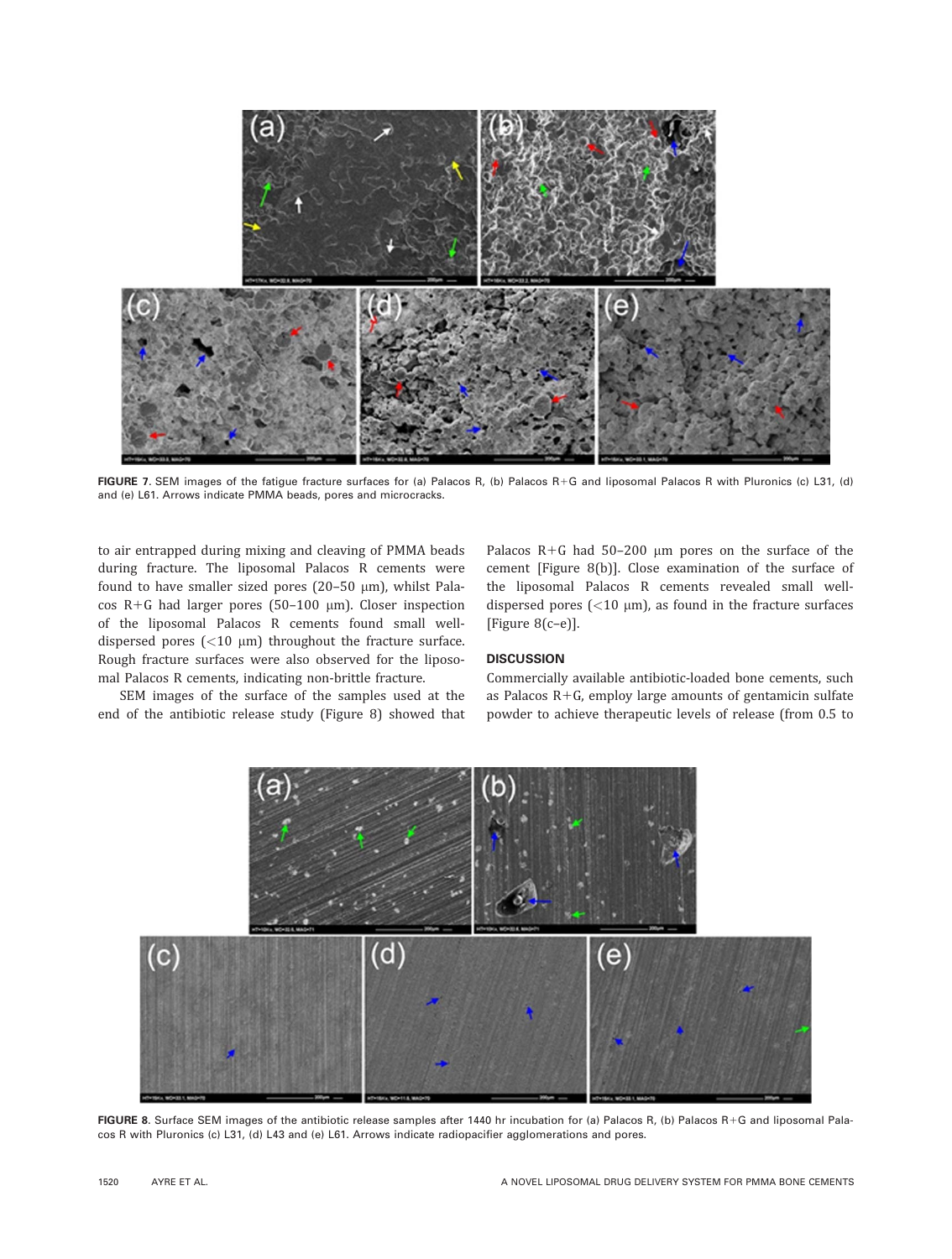FIGURE 7. SEM images of the fatigue fracture surfaces for (a) Palacos R, (b) Palacos R+G and liposomal Palacos R with Pluronics (c) L31, (d) and (e) L61. Arrows indicate PMMA beads, pores and microcracks.

to air entrapped during mixing and cleaving of PMMA beads during fracture. The liposomal Palacos R cements were found to have smaller sized pores (20–50 μm), whilst Palacos R+G had larger pores (50–100 μm). Closer inspection of the liposomal Palacos R cements found small well-dispersed pores (<10 μm) throughout the fracture surface. Rough fracture surfaces were also observed for the liposomal Palacos R cements, indicating non-brittle fracture.

SEM images of the surface of the samples used at the end of the antibiotic release study (Figure 8) showed that Palacos R+G had 50–200 μm pores on the surface of the cement [Figure 8(b)]. Close examination of the surface of the liposomal Palacos R cements revealed small well-dispersed pores (<10 μm), as found in the fracture surfaces [Figure 8(c–e)].

## DISCUSSION

Commercially available antibiotic-loaded bone cements, such as Palacos R+G, employ large amounts of gentamicin sulfate powder to achieve therapeutic levels of release (from 0.5 to

FIGURE 8. Surface SEM images of the antibiotic release samples after 1440 hr incubation for (a) Palacos R, (b) Palacos R+G and liposomal Palacos R with Pluronics (c) L31, (d) L43 and (e) L61. Arrows indicate radiopacifier agglomerations and pores.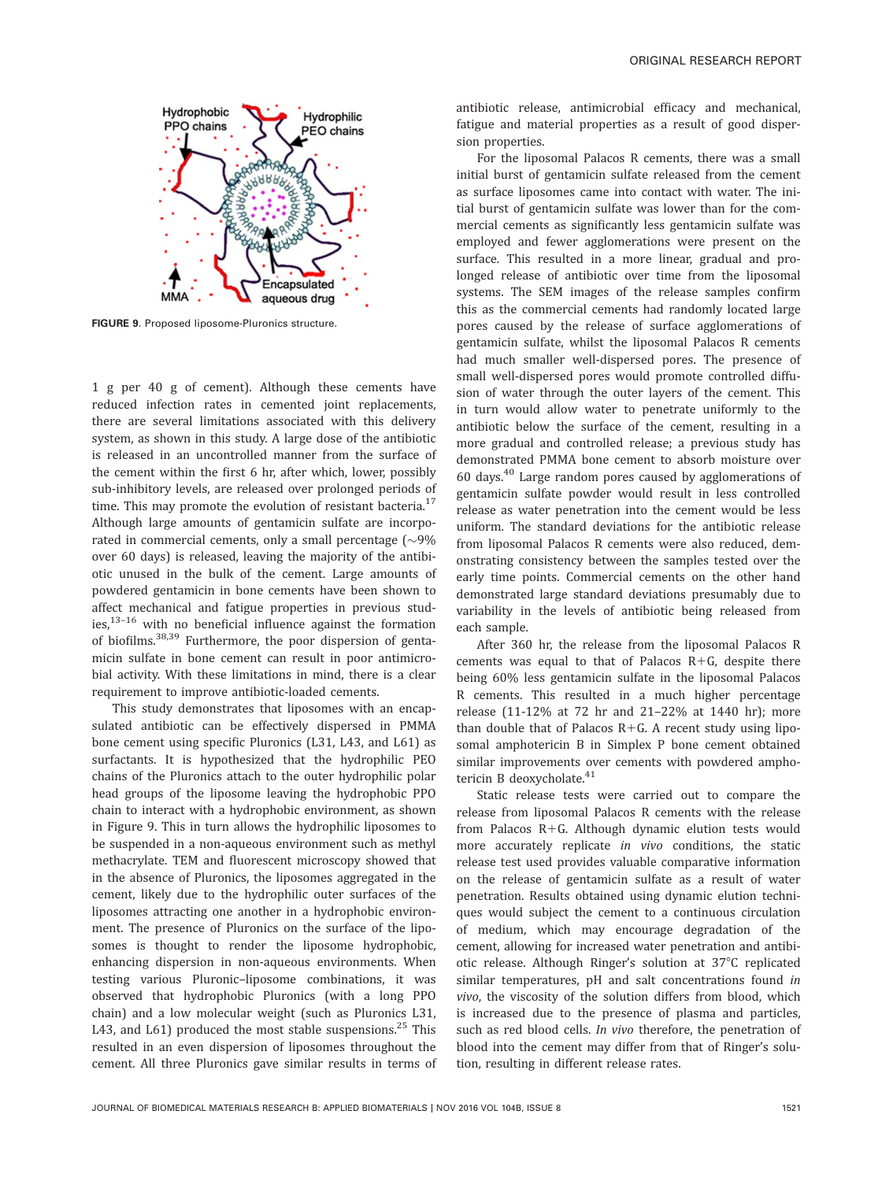FIGURE 9. Proposed liposome-Pluronics structure.

1 g per 40 g of cement). Although these cements have reduced infection rates in cemented joint replacements, there are several limitations associated with this delivery system, as shown in this study. A large dose of the antibiotic is released in an uncontrolled manner from the surface of the cement within the first 6 hr, after which, lower, possibly sub-inhibitory levels, are released over prolonged periods of time. This may promote the evolution of resistant bacteria.[17] Although large amounts of gentamicin sulfate are incorporated in commercial cements, only a small percentage (~9% over 60 days) is released, leaving the majority of the antibiotic unused in the bulk of the cement. Large amounts of powdered gentamicin in bone cements have been shown to affect mechanical and fatigue properties in previous studies,[13–16] with no beneficial influence against the formation of biofilms.[38,39] Furthermore, the poor dispersion of gentamicin sulfate in bone cement can result in poor antimicrobial activity. With these limitations in mind, there is a clear requirement to improve antibiotic-loaded cements.

This study demonstrates that liposomes with an encapsulated antibiotic can be effectively dispersed in PMMA bone cement using specific Pluronics (L31, L43, and L61) as surfactants. It is hypothesized that the hydrophilic PEO chains of the Pluronics attach to the outer hydrophilic polar head groups of the liposome leaving the hydrophobic PPO chain to interact with a hydrophobic environment, as shown in Figure 9. This in turn allows the hydrophilic liposomes to be suspended in a non-aqueous environment such as methyl methacrylate. TEM and fluorescent microscopy showed that in the absence of Pluronics, the liposomes aggregated in the cement, likely due to the hydrophilic outer surfaces of the liposomes attracting one another in a hydrophobic environment. The presence of Pluronics on the surface of the liposomes is thought to render the liposome hydrophobic, enhancing dispersion in non-aqueous environments. When testing various Pluronic–liposome combinations, it was observed that hydrophobic Pluronics (with a long PPO chain) and a low molecular weight (such as Pluronics L31, L43, and L61) produced the most stable suspensions.[25] This resulted in an even dispersion of liposomes throughout the cement. All three Pluronics gave similar results in terms of antibiotic release, antimicrobial efficacy and mechanical, fatigue and material properties as a result of good dispersion properties.

For the liposomal Palacos R cements, there was a small initial burst of gentamicin sulfate released from the cement as surface liposomes came into contact with water. The initial burst of gentamicin sulfate was lower than for the commercial cements as significantly less gentamicin sulfate was employed and fewer agglomerations were present on the surface. This resulted in a more linear, gradual and prolonged release of antibiotic over time from the liposomal systems. The SEM images of the release samples confirm this as the commercial cements had randomly located large pores caused by the release of surface agglomerations of gentamicin sulfate, whilst the liposomal Palacos R cements had much smaller well-dispersed pores. The presence of small well-dispersed pores would promote controlled diffusion of water through the outer layers of the cement. This in turn would allow water to penetrate uniformly to the antibiotic below the surface of the cement, resulting in a more gradual and controlled release; a previous study has demonstrated PMMA bone cement to absorb moisture over 60 days.[40] Large random pores caused by agglomerations of gentamicin sulfate powder would result in less controlled release as water penetration into the cement would be less uniform. The standard deviations for the antibiotic release from liposomal Palacos R cements were also reduced, demonstrating consistency between the samples tested over the early time points. Commercial cements on the other hand demonstrated large standard deviations presumably due to variability in the levels of antibiotic being released from each sample.

After 360 hr, the release from the liposomal Palacos R cements was equal to that of Palacos R+G, despite there being 60% less gentamicin sulfate in the liposomal Palacos R cements. This resulted in a much higher percentage release (11-12% at 72 hr and 21–22% at 1440 hr); more than double that of Palacos R+G. A recent study using liposomal amphotericin B in Simplex P bone cement obtained similar improvements over cements with powdered amphotericin B deoxycholate.[41]

Static release tests were carried out to compare the release from liposomal Palacos R cements with the release from Palacos R+G. Although dynamic elution tests would more accurately replicate *in vivo* conditions, the static release test used provides valuable comparative information on the release of gentamicin sulfate as a result of water penetration. Results obtained using dynamic elution techniques would subject the cement to a continuous circulation of medium, which may encourage degradation of the cement, allowing for increased water penetration and antibiotic release. Although Ringer's solution at 37°C replicated similar temperatures, pH and salt concentrations found *in vivo*, the viscosity of the solution differs from blood, which is increased due to the presence of plasma and particles, such as red blood cells. *In vivo* therefore, the penetration of blood into the cement may differ from that of Ringer's solution, resulting in different release rates.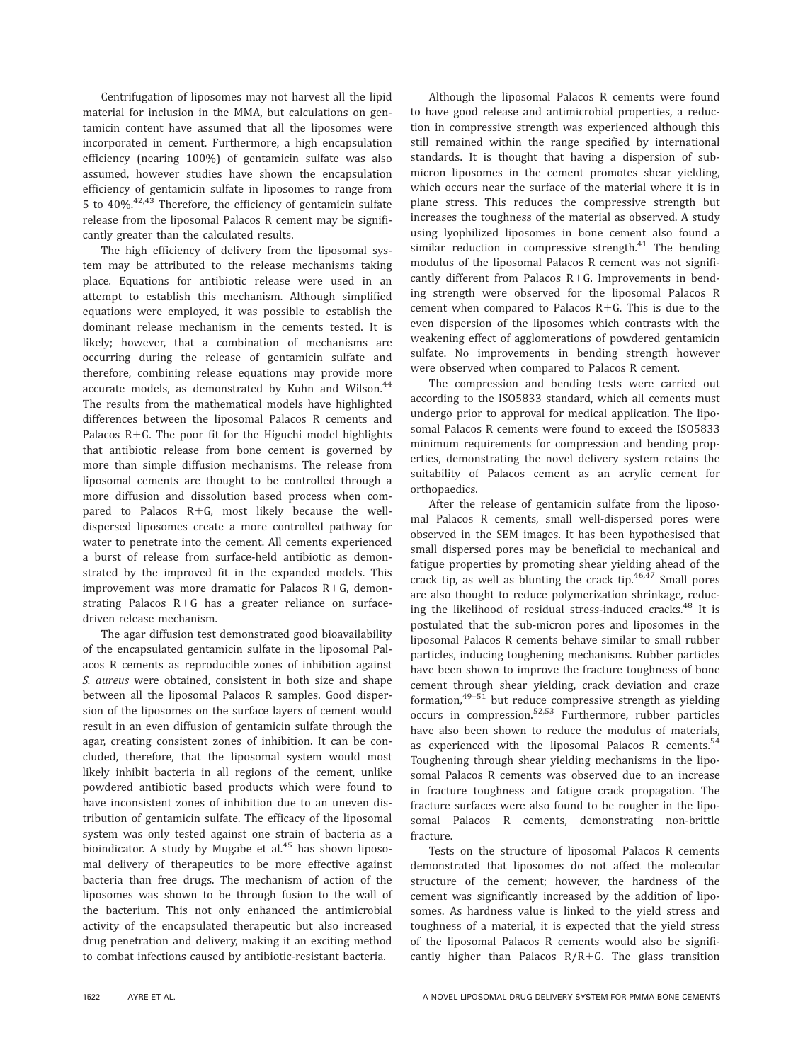Centrifugation of liposomes may not harvest all the lipid material for inclusion in the MMA, but calculations on gentamicin content have assumed that all the liposomes were incorporated in cement. Furthermore, a high encapsulation efficiency (nearing 100%) of gentamicin sulfate was also assumed, however studies have shown the encapsulation efficiency of gentamicin sulfate in liposomes to range from 5 to 40%.[42,43] Therefore, the efficiency of gentamicin sulfate release from the liposomal Palacos R cement may be significantly greater than the calculated results.

The high efficiency of delivery from the liposomal system may be attributed to the release mechanisms taking place. Equations for antibiotic release were used in an attempt to establish this mechanism. Although simplified equations were employed, it was possible to establish the dominant release mechanism in the cements tested. It is likely; however, that a combination of mechanisms are occurring during the release of gentamicin sulfate and therefore, combining release equations may provide more accurate models, as demonstrated by Kuhn and Wilson.[44] The results from the mathematical models have highlighted differences between the liposomal Palacos R cements and Palacos R+G. The poor fit for the Higuchi model highlights that antibiotic release from bone cement is governed by more than simple diffusion mechanisms. The release from liposomal cements are thought to be controlled through a more diffusion and dissolution based process when compared to Palacos R+G, most likely because the well-dispersed liposomes create a more controlled pathway for water to penetrate into the cement. All cements experienced a burst of release from surface-held antibiotic as demonstrated by the improved fit in the expanded models. This improvement was more dramatic for Palacos R+G, demonstrating Palacos R+G has a greater reliance on surface-driven release mechanism.

The agar diffusion test demonstrated good bioavailability of the encapsulated gentamicin sulfate in the liposomal Palacos R cements as reproducible zones of inhibition against *S. aureus* were obtained, consistent in both size and shape between all the liposomal Palacos R samples. Good dispersion of the liposomes on the surface layers of cement would result in an even diffusion of gentamicin sulfate through the agar, creating consistent zones of inhibition. It can be concluded, therefore, that the liposomal system would most likely inhibit bacteria in all regions of the cement, unlike powdered antibiotic based products which were found to have inconsistent zones of inhibition due to an uneven distribution of gentamicin sulfate. The efficacy of the liposomal system was only tested against one strain of bacteria as a bioindicator. A study by Mugabe et al.[45] has shown liposomal delivery of therapeutics to be more effective against bacteria than free drugs. The mechanism of action of the liposomes was shown to be through fusion to the wall of the bacterium. This not only enhanced the antimicrobial activity of the encapsulated therapeutic but also increased drug penetration and delivery, making it an exciting method to combat infections caused by antibiotic-resistant bacteria.

Although the liposomal Palacos R cements were found to have good release and antimicrobial properties, a reduction in compressive strength was experienced although this still remained within the range specified by international standards. It is thought that having a dispersion of sub-micron liposomes in the cement promotes shear yielding, which occurs near the surface of the material where it is in plane stress. This reduces the compressive strength but increases the toughness of the material as observed. A study using lyophilized liposomes in bone cement also found a similar reduction in compressive strength.[41] The bending modulus of the liposomal Palacos R cement was not significantly different from Palacos R+G. Improvements in bending strength were observed for the liposomal Palacos R cement when compared to Palacos R+G. This is due to the even dispersion of the liposomes which contrasts with the weakening effect of agglomerations of powdered gentamicin sulfate. No improvements in bending strength however were observed when compared to Palacos R cement.

The compression and bending tests were carried out according to the ISO5833 standard, which all cements must undergo prior to approval for medical application. The liposomal Palacos R cements were found to exceed the ISO5833 minimum requirements for compression and bending properties, demonstrating the novel delivery system retains the suitability of Palacos cement as an acrylic cement for orthopaedics.

After the release of gentamicin sulfate from the liposomal Palacos R cements, small well-dispersed pores were observed in the SEM images. It has been hypothesised that small dispersed pores may be beneficial to mechanical and fatigue properties by promoting shear yielding ahead of the crack tip, as well as blunting the crack tip.[46,47] Small pores are also thought to reduce polymerization shrinkage, reducing the likelihood of residual stress-induced cracks.[48] It is postulated that the sub-micron pores and liposomes in the liposomal Palacos R cements behave similar to small rubber particles, inducing toughening mechanisms. Rubber particles have been shown to improve the fracture toughness of bone cement through shear yielding, crack deviation and craze formation,[49–51] but reduce compressive strength as yielding occurs in compression.[52,53] Furthermore, rubber particles have also been shown to reduce the modulus of materials, as experienced with the liposomal Palacos R cements.[54] Toughening through shear yielding mechanisms in the liposomal Palacos R cements was observed due to an increase in fracture toughness and fatigue crack propagation. The fracture surfaces were also found to be rougher in the liposomal Palacos R cements, demonstrating non-brittle fracture.

Tests on the structure of liposomal Palacos R cements demonstrated that liposomes do not affect the molecular structure of the cement; however, the hardness of the cement was significantly increased by the addition of liposomes. As hardness value is linked to the yield stress and toughness of a material, it is expected that the yield stress of the liposomal Palacos R cements would also be significantly higher than Palacos R/R+G. The glass transition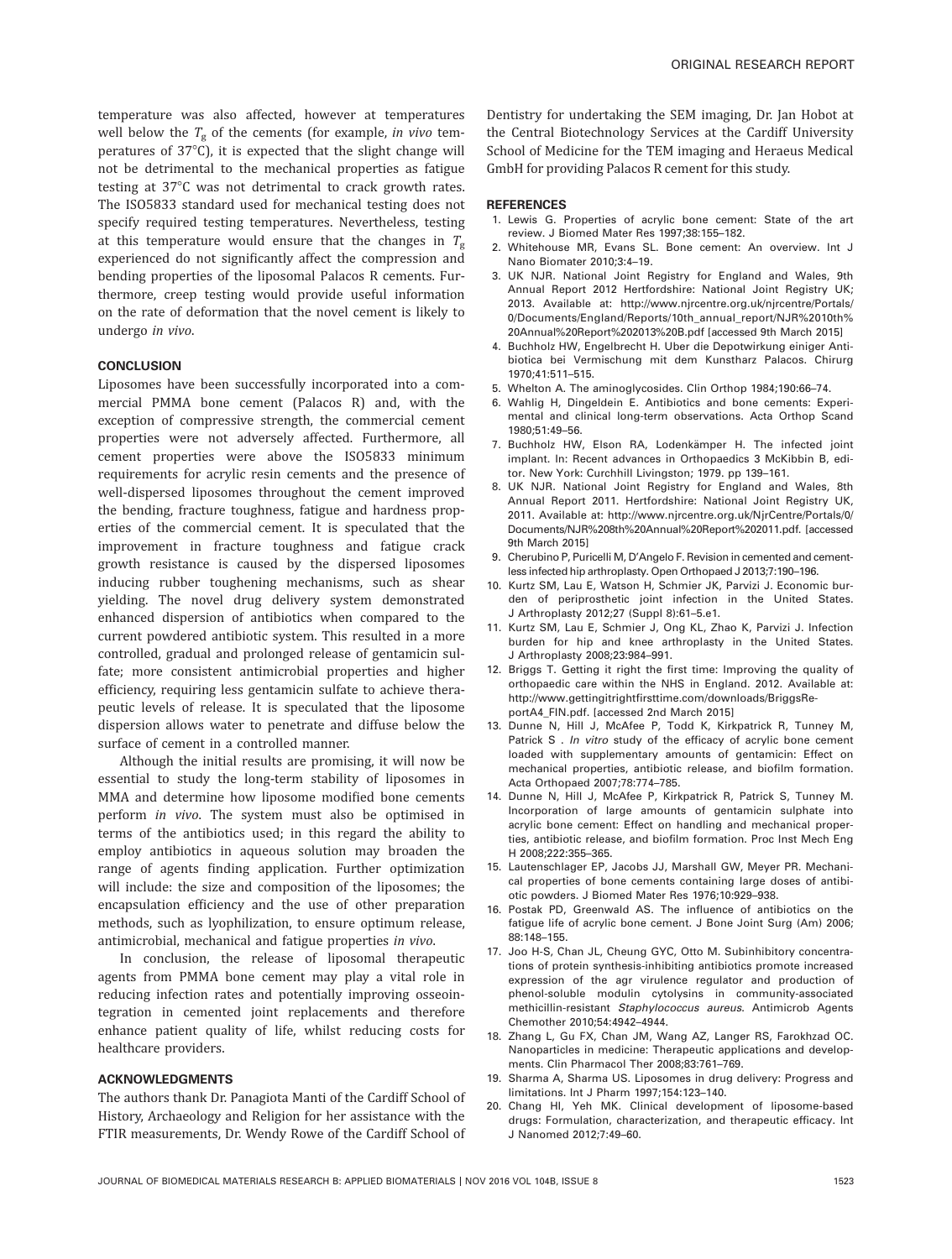temperature was also affected, however at temperatures well below the $T_g$ of the cements (for example, *in vivo* temperatures of 37°C), it is expected that the slight change will not be detrimental to the mechanical properties as fatigue testing at 37°C was not detrimental to crack growth rates. The ISO5833 standard used for mechanical testing does not specify required testing temperatures. Nevertheless, testing at this temperature would ensure that the changes in $T_g$ experienced do not significantly affect the compression and bending properties of the liposomal Palacos R cements. Furthermore, creep testing would provide useful information on the rate of deformation that the novel cement is likely to undergo *in vivo*.

## CONCLUSION

Liposomes have been successfully incorporated into a commercial PMMA bone cement (Palacos R) and, with the exception of compressive strength, the commercial cement properties were not adversely affected. Furthermore, all cement properties were above the ISO5833 minimum requirements for acrylic resin cements and the presence of well-dispersed liposomes throughout the cement improved the bending, fracture toughness, fatigue and hardness properties of the commercial cement. It is speculated that the improvement in fracture toughness and fatigue crack growth resistance is caused by the dispersed liposomes inducing rubber toughening mechanisms, such as shear yielding. The novel drug delivery system demonstrated enhanced dispersion of antibiotics when compared to the current powdered antibiotic system. This resulted in a more controlled, gradual and prolonged release of gentamicin sulfate; more consistent antimicrobial properties and higher efficiency, requiring less gentamicin sulfate to achieve therapeutic levels of release. It is speculated that the liposome dispersion allows water to penetrate and diffuse below the surface of cement in a controlled manner.

Although the initial results are promising, it will now be essential to study the long-term stability of liposomes in MMA and determine how liposome modified bone cements perform *in vivo*. The system must also be optimised in terms of the antibiotics used; in this regard the ability to employ antibiotics in aqueous solution may broaden the range of agents finding application. Further optimization will include: the size and composition of the liposomes; the encapsulation efficiency and the use of other preparation methods, such as lyophilization, to ensure optimum release, antimicrobial, mechanical and fatigue properties *in vivo*.

In conclusion, the release of liposomal therapeutic agents from PMMA bone cement may play a vital role in reducing infection rates and potentially improving osseointegration in cemented joint replacements and therefore enhance patient quality of life, whilst reducing costs for healthcare providers.

## ACKNOWLEDGMENTS

The authors thank Dr. Panagiota Manti of the Cardiff School of History, Archaeology and Religion for her assistance with the FTIR measurements, Dr. Wendy Rowe of the Cardiff School of Dentistry for undertaking the SEM imaging, Dr. Jan Hobot at the Central Biotechnology Services at the Cardiff University School of Medicine for the TEM imaging and Heraeus Medical GmbH for providing Palacos R cement for this study.

## REFERENCES

1. Lewis G. Properties of acrylic bone cement: State of the art review. J Biomed Mater Res 1997;38:155–182.
2. Whitehouse MR, Evans SL. Bone cement: An overview. Int J Nano Biomater 2010;3:4–19.
3. UK NJR. National Joint Registry for England and Wales, 9th Annual Report 2012 Hertfordshire: National Joint Registry UK; 2013. Available at: http://www.njrcentre.org.uk/njrcentre/Portals/0/Documents/England/Reports/10th_annual_report/NJR%2010th%20Annual%20Report%202013%20B.pdf [accessed 9th March 2015]
4. Buchholz HW, Engelbrecht H. Uber die Depotwirkung einiger Antibiotica bei Vermischung mit dem Kunstharz Palacos. Chirurg 1970;41:511–515.
5. Whelton A. The aminoglycosides. Clin Orthop 1984;190:66–74.
6. Wahlig H, Dingeldein E. Antibiotics and bone cements: Experimental and clinical long-term observations. Acta Orthop Scand 1980;51:49–56.
7. Buchholz HW, Elson RA, Lodenkämper H. The infected joint implant. In: Recent advances in Orthopaedics 3 McKibbin B, editor. New York: Curchhill Livingston; 1979. pp 139–161.
8. UK NJR. National Joint Registry for England and Wales, 8th Annual Report 2011. Hertfordshire: National Joint Registry UK, 2011. Available at: http://www.njrcentre.org.uk/NjrCentre/Portals/0/Documents/NJR%208th%20Annual%20Report%202011.pdf. [accessed 9th March 2015]
9. Cherubino P, Puricelli M, D'Angelo F. Revision in cemented and cementless infected hip arthroplasty. Open Orthopaed J 2013;7:190–196.
10. Kurtz SM, Lau E, Watson H, Schmier JK, Parvizi J. Economic burden of periprosthetic joint infection in the United States. J Arthroplasty 2012;27 (Suppl 8):61–5.e1.
11. Kurtz SM, Lau E, Schmier J, Ong KL, Zhao K, Parvizi J. Infection burden for hip and knee arthroplasty in the United States. J Arthroplasty 2008;23:984–991.
12. Briggs T. Getting it right the first time: Improving the quality of orthopaedic care within the NHS in England. 2012. Available at: http://www.gettingitrightfirsttime.com/downloads/BriggsReportA4_FIN.pdf. [accessed 2nd March 2015]
13. Dunne N, Hill J, McAfee P, Todd K, Kirkpatrick R, Tunney M, Patrick S . *In vitro* study of the efficacy of acrylic bone cement loaded with supplementary amounts of gentamicin: Effect on mechanical properties, antibiotic release, and biofilm formation. Acta Orthopaed 2007;78:774–785.
14. Dunne N, Hill J, McAfee P, Kirkpatrick R, Patrick S, Tunney M. Incorporation of large amounts of gentamicin sulphate into acrylic bone cement: Effect on handling and mechanical properties, antibiotic release, and biofilm formation. Proc Inst Mech Eng H 2008;222:355–365.
15. Lautenschlager EP, Jacobs JJ, Marshall GW, Meyer PR. Mechanical properties of bone cements containing large doses of antibiotic powders. J Biomed Mater Res 1976;10:929–938.
16. Postak PD, Greenwald AS. The influence of antibiotics on the fatigue life of acrylic bone cement. J Bone Joint Surg (Am) 2006; 88:148–155.
17. Joo H-S, Chan JL, Cheung GYC, Otto M. Subinhibitory concentrations of protein synthesis-inhibiting antibiotics promote increased expression of the agr virulence regulator and production of phenol-soluble modulin cytolysins in community-associated methicillin-resistant *Staphylococcus aureus*. Antimicrob Agents Chemother 2010;54:4942–4944.
18. Zhang L, Gu FX, Chan JM, Wang AZ, Langer RS, Farokhzad OC. Nanoparticles in medicine: Therapeutic applications and developments. Clin Pharmacol Ther 2008;83:761–769.
19. Sharma A, Sharma US. Liposomes in drug delivery: Progress and limitations. Int J Pharm 1997;154:123–140.
20. Chang HI, Yeh MK. Clinical development of liposome-based drugs: Formulation, characterization, and therapeutic efficacy. Int J Nanomed 2012;7:49–60.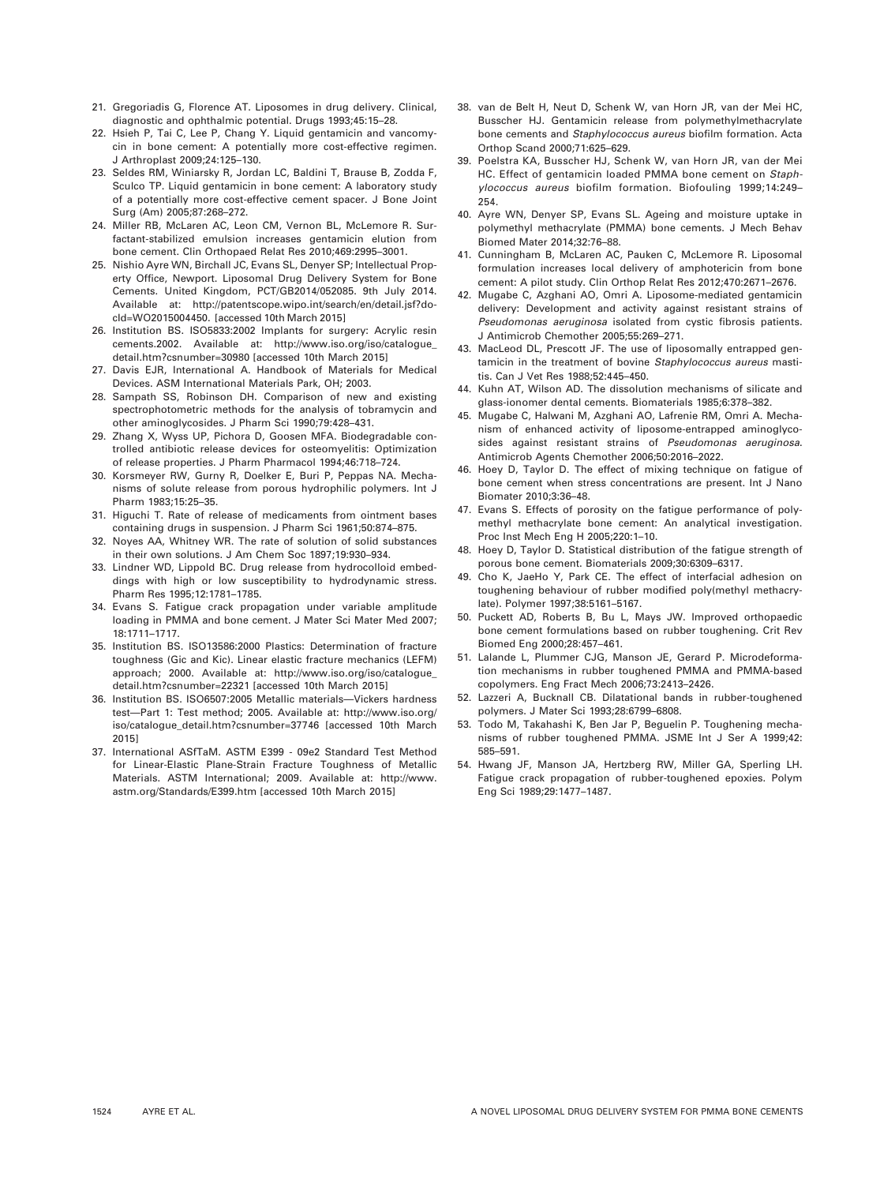21. Gregoriadis G, Florence AT. Liposomes in drug delivery. Clinical, diagnostic and ophthalmic potential. Drugs 1993;45:15–28.
22. Hsieh P, Tai C, Lee P, Chang Y. Liquid gentamicin and vancomycin in bone cement: A potentially more cost-effective regimen. J Arthroplast 2009;24:125–130.
23. Seldes RM, Winiarsky R, Jordan LC, Baldini T, Brause B, Zodda F, Sculco TP. Liquid gentamicin in bone cement: A laboratory study of a potentially more cost-effective cement spacer. J Bone Joint Surg (Am) 2005;87:268–272.
24. Miller RB, McLaren AC, Leon CM, Vernon BL, McLemore R. Surfactant-stabilized emulsion increases gentamicin elution from bone cement. Clin Orthopaed Relat Res 2010;469:2995–3001.
25. Nishio Ayre WN, Birchall JC, Evans SL, Denyer SP; Intellectual Property Office, Newport. Liposomal Drug Delivery System for Bone Cements. United Kingdom, PCT/GB2014/052085. 9th July 2014. Available at: http://patentscope.wipo.int/search/en/detail.jsf?docId=WO2015004450. [accessed 10th March 2015]
26. Institution BS. ISO5833:2002 Implants for surgery: Acrylic resin cements.2002. Available at: http://www.iso.org/iso/catalogue_detail.htm?csnumber=30980 [accessed 10th March 2015]
27. Davis EJR, International A. Handbook of Materials for Medical Devices. ASM International Materials Park, OH; 2003.
28. Sampath SS, Robinson DH. Comparison of new and existing spectrophotometric methods for the analysis of tobramycin and other aminoglycosides. J Pharm Sci 1990;79:428–431.
29. Zhang X, Wyss UP, Pichora D, Goosen MFA. Biodegradable controlled antibiotic release devices for osteomyelitis: Optimization of release properties. J Pharm Pharmacol 1994;46:718–724.
30. Korsmeyer RW, Gurny R, Doelker E, Buri P, Peppas NA. Mechanisms of solute release from porous hydrophilic polymers. Int J Pharm 1983;15:25–35.
31. Higuchi T. Rate of release of medicaments from ointment bases containing drugs in suspension. J Pharm Sci 1961;50:874–875.
32. Noyes AA, Whitney WR. The rate of solution of solid substances in their own solutions. J Am Chem Soc 1897;19:930–934.
33. Lindner WD, Lippold BC. Drug release from hydrocolloid embeddings with high or low susceptibility to hydrodynamic stress. Pharm Res 1995;12:1781–1785.
34. Evans S. Fatigue crack propagation under variable amplitude loading in PMMA and bone cement. J Mater Sci Mater Med 2007; 18:1711–1717.
35. Institution BS. ISO13586:2000 Plastics: Determination of fracture toughness (Gic and Kic). Linear elastic fracture mechanics (LEFM) approach; 2000. Available at: http://www.iso.org/iso/catalogue_detail.htm?csnumber=22321 [accessed 10th March 2015]
36. Institution BS. ISO6507:2005 Metallic materials—Vickers hardness test—Part 1: Test method; 2005. Available at: http://www.iso.org/iso/catalogue_detail.htm?csnumber=37746 [accessed 10th March 2015]
37. International ASfTaM. ASTM E399 - 09e2 Standard Test Method for Linear-Elastic Plane-Strain Fracture Toughness of Metallic Materials. ASTM International; 2009. Available at: http://www.astm.org/Standards/E399.htm [accessed 10th March 2015]
38. van de Belt H, Neut D, Schenk W, van Horn JR, van der Mei HC, Busscher HJ. Gentamicin release from polymethylmethacrylate bone cements and *Staphylococcus aureus* biofilm formation. Acta Orthop Scand 2000;71:625–629.
39. Poelstra KA, Busscher HJ, Schenk W, van Horn JR, van der Mei HC. Effect of gentamicin loaded PMMA bone cement on *Staphylococcus aureus* biofilm formation. Biofouling 1999;14:249–254.
40. Ayre WN, Denyer SP, Evans SL. Ageing and moisture uptake in polymethyl methacrylate (PMMA) bone cements. J Mech Behav Biomed Mater 2014;32:76–88.
41. Cunningham B, McLaren AC, Pauken C, McLemore R. Liposomal formulation increases local delivery of amphotericin from bone cement: A pilot study. Clin Orthop Relat Res 2012;470:2671–2676.
42. Mugabe C, Azghani AO, Omri A. Liposome-mediated gentamicin delivery: Development and activity against resistant strains of *Pseudomonas aeruginosa* isolated from cystic fibrosis patients. J Antimicrob Chemother 2005;55:269–271.
43. MacLeod DL, Prescott JF. The use of liposomally entrapped gentamicin in the treatment of bovine *Staphylococcus aureus* mastitis. Can J Vet Res 1988;52:445–450.
44. Kuhn AT, Wilson AD. The dissolution mechanisms of silicate and glass-ionomer dental cements. Biomaterials 1985;6:378–382.
45. Mugabe C, Halwani M, Azghani AO, Lafrenie RM, Omri A. Mechanism of enhanced activity of liposome-entrapped aminoglycosides against resistant strains of *Pseudomonas aeruginosa*. Antimicrob Agents Chemother 2006;50:2016–2022.
46. Hoey D, Taylor D. The effect of mixing technique on fatigue of bone cement when stress concentrations are present. Int J Nano Biomater 2010;3:36–48.
47. Evans S. Effects of porosity on the fatigue performance of polymethyl methacrylate bone cement: An analytical investigation. Proc Inst Mech Eng H 2005;220:1–10.
48. Hoey D, Taylor D. Statistical distribution of the fatigue strength of porous bone cement. Biomaterials 2009;30:6309–6317.
49. Cho K, JaeHo Y, Park CE. The effect of interfacial adhesion on toughening behaviour of rubber modified poly(methyl methacrylate). Polymer 1997;38:5161–5167.
50. Puckett AD, Roberts B, Bu L, Mays JW. Improved orthopaedic bone cement formulations based on rubber toughening. Crit Rev Biomed Eng 2000;28:457–461.
51. Lalande L, Plummer CJG, Manson JE, Gerard P. Microdeformation mechanisms in rubber toughened PMMA and PMMA-based copolymers. Eng Fract Mech 2006;73:2413–2426.
52. Lazzeri A, Bucknall CB. Dilatational bands in rubber-toughened polymers. J Mater Sci 1993;28:6799–6808.
53. Todo M, Takahashi K, Ben Jar P, Beguelin P. Toughening mechanisms of rubber toughened PMMA. JSME Int J Ser A 1999;42: 585–591.
54. Hwang JF, Manson JA, Hertzberg RW, Miller GA, Sperling LH. Fatigue crack propagation of rubber-toughened epoxies. Polym Eng Sci 1989;29:1477–1487.